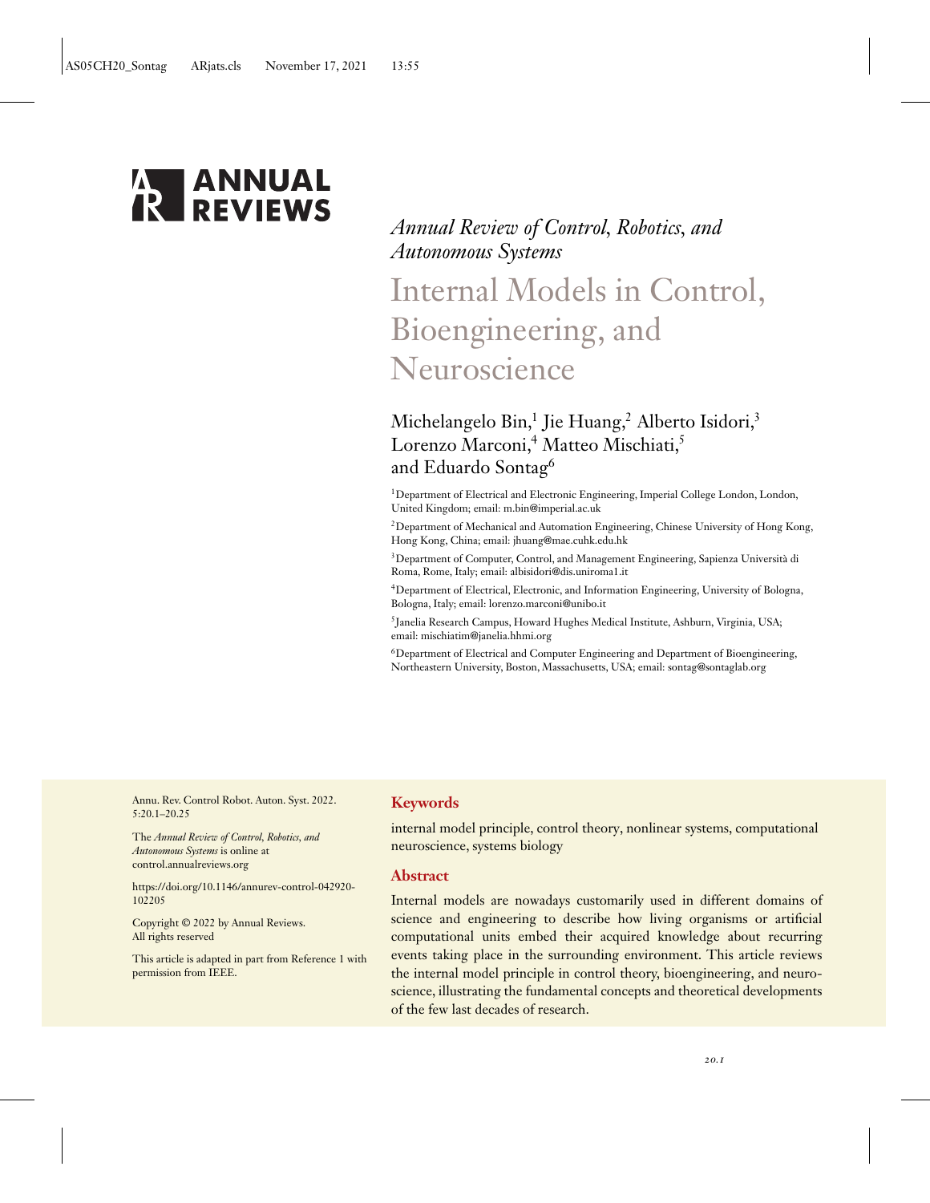ANNUAL REVIEWS

*Annual Review of Control, Robotics, and Autonomous Systems*

# Internal Models in Control, Bioengineering, and Neuroscience

Michelangelo Bin,[1] Jie Huang,[2] Alberto Isidori,[3] Lorenzo Marconi,[4] Matteo Mischiati,[5] and Eduardo Sontag[6]

[1]Department of Electrical and Electronic Engineering, Imperial College London, London, United Kingdom; email: m.bin@imperial.ac.uk

[2]Department of Mechanical and Automation Engineering, Chinese University of Hong Kong, Hong Kong, China; email: jhuang@mae.cuhk.edu.hk

[3]Department of Computer, Control, and Management Engineering, Sapienza Università di Roma, Rome, Italy; email: albisidori@dis.uniroma1.it

[4]Department of Electrical, Electronic, and Information Engineering, University of Bologna, Bologna, Italy; email: lorenzo.marconi@unibo.it

[5]Janelia Research Campus, Howard Hughes Medical Institute, Ashburn, Virginia, USA; email: mischiatim@janelia.hhmi.org

[6]Department of Electrical and Computer Engineering and Department of Bioengineering, Northeastern University, Boston, Massachusetts, USA; email: sontag@sontaglab.org

Annu. Rev. Control Robot. Auton. Syst. 2022. 5:20.1–20.25

The *Annual Review of Control, Robotics, and Autonomous Systems* is online at control.annualreviews.org

https://doi.org/10.1146/annurev-control-042920-102205

Copyright © 2022 by Annual Reviews. All rights reserved

This article is adapted in part from Reference 1 with permission from IEEE.

## Keywords

internal model principle, control theory, nonlinear systems, computational neuroscience, systems biology

## Abstract

Internal models are nowadays customarily used in different domains of science and engineering to describe how living organisms or artificial computational units embed their acquired knowledge about recurring events taking place in the surrounding environment. This article reviews the internal model principle in control theory, bioengineering, and neuroscience, illustrating the fundamental concepts and theoretical developments of the few last decades of research.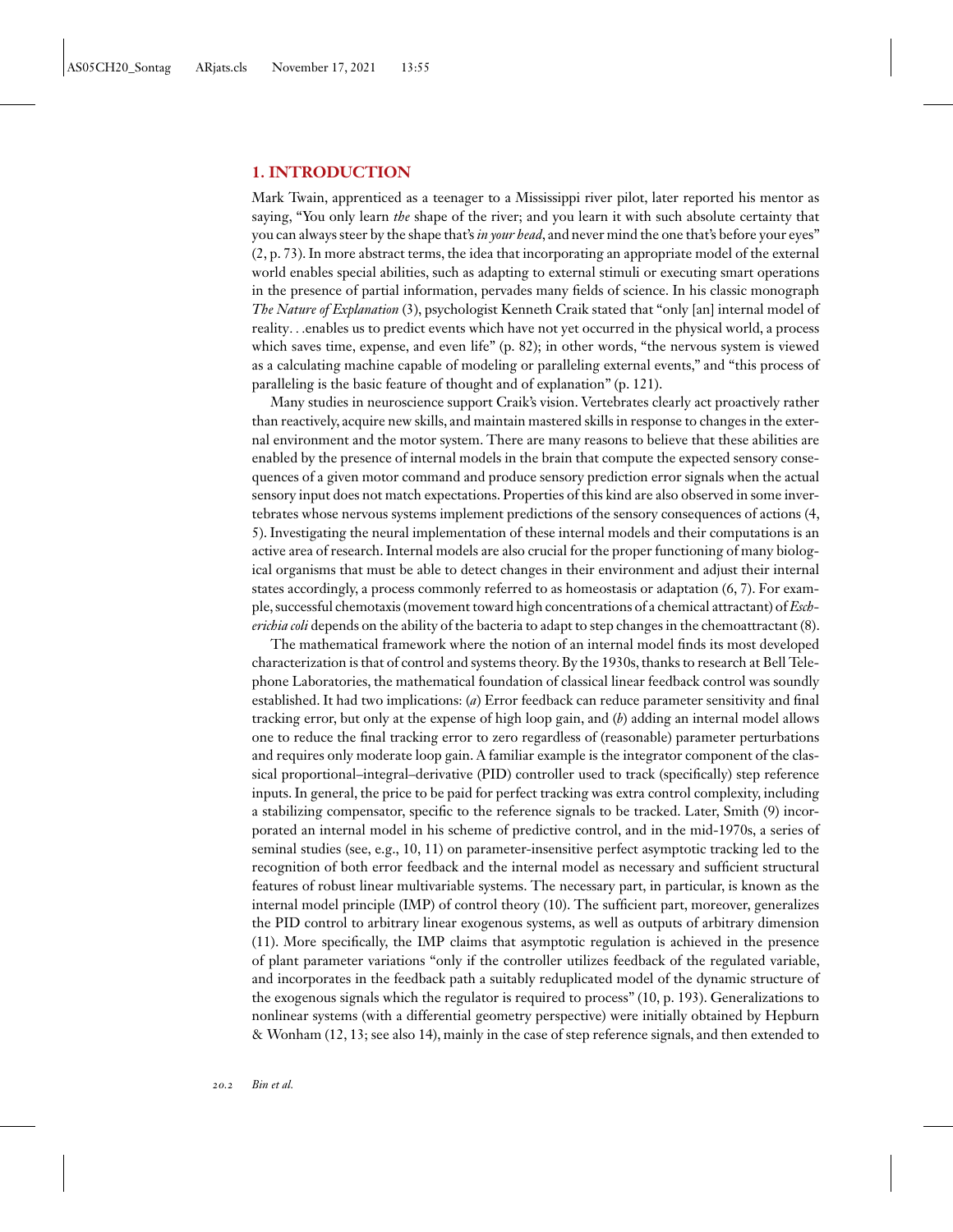## 1. INTRODUCTION

Mark Twain, apprenticed as a teenager to a Mississippi river pilot, later reported his mentor as saying, "You only learn *the* shape of the river; and you learn it with such absolute certainty that you can always steer by the shape that's *in your head*, and never mind the one that's before your eyes" (2, p. 73). In more abstract terms, the idea that incorporating an appropriate model of the external world enables special abilities, such as adapting to external stimuli or executing smart operations in the presence of partial information, pervades many fields of science. In his classic monograph *The Nature of Explanation* (3), psychologist Kenneth Craik stated that "only [an] internal model of reality. . .enables us to predict events which have not yet occurred in the physical world, a process which saves time, expense, and even life" (p. 82); in other words, "the nervous system is viewed as a calculating machine capable of modeling or paralleling external events," and "this process of paralleling is the basic feature of thought and of explanation" (p. 121).

Many studies in neuroscience support Craik's vision. Vertebrates clearly act proactively rather than reactively, acquire new skills, and maintain mastered skills in response to changes in the external environment and the motor system. There are many reasons to believe that these abilities are enabled by the presence of internal models in the brain that compute the expected sensory consequences of a given motor command and produce sensory prediction error signals when the actual sensory input does not match expectations. Properties of this kind are also observed in some invertebrates whose nervous systems implement predictions of the sensory consequences of actions (4, 5). Investigating the neural implementation of these internal models and their computations is an active area of research. Internal models are also crucial for the proper functioning of many biological organisms that must be able to detect changes in their environment and adjust their internal states accordingly, a process commonly referred to as homeostasis or adaptation (6, 7). For example, successful chemotaxis (movement toward high concentrations of a chemical attractant) of *Escherichia coli* depends on the ability of the bacteria to adapt to step changes in the chemoattractant (8).

The mathematical framework where the notion of an internal model finds its most developed characterization is that of control and systems theory. By the 1930s, thanks to research at Bell Telephone Laboratories, the mathematical foundation of classical linear feedback control was soundly established. It had two implications: (*a*) Error feedback can reduce parameter sensitivity and final tracking error, but only at the expense of high loop gain, and (*b*) adding an internal model allows one to reduce the final tracking error to zero regardless of (reasonable) parameter perturbations and requires only moderate loop gain. A familiar example is the integrator component of the classical proportional–integral–derivative (PID) controller used to track (specifically) step reference inputs. In general, the price to be paid for perfect tracking was extra control complexity, including a stabilizing compensator, specific to the reference signals to be tracked. Later, Smith (9) incorporated an internal model in his scheme of predictive control, and in the mid-1970s, a series of seminal studies (see, e.g., 10, 11) on parameter-insensitive perfect asymptotic tracking led to the recognition of both error feedback and the internal model as necessary and sufficient structural features of robust linear multivariable systems. The necessary part, in particular, is known as the internal model principle (IMP) of control theory (10). The sufficient part, moreover, generalizes the PID control to arbitrary linear exogenous systems, as well as outputs of arbitrary dimension (11). More specifically, the IMP claims that asymptotic regulation is achieved in the presence of plant parameter variations "only if the controller utilizes feedback of the regulated variable, and incorporates in the feedback path a suitably reduplicated model of the dynamic structure of the exogenous signals which the regulator is required to process" (10, p. 193). Generalizations to nonlinear systems (with a differential geometry perspective) were initially obtained by Hepburn & Wonham (12, 13; see also 14), mainly in the case of step reference signals, and then extended to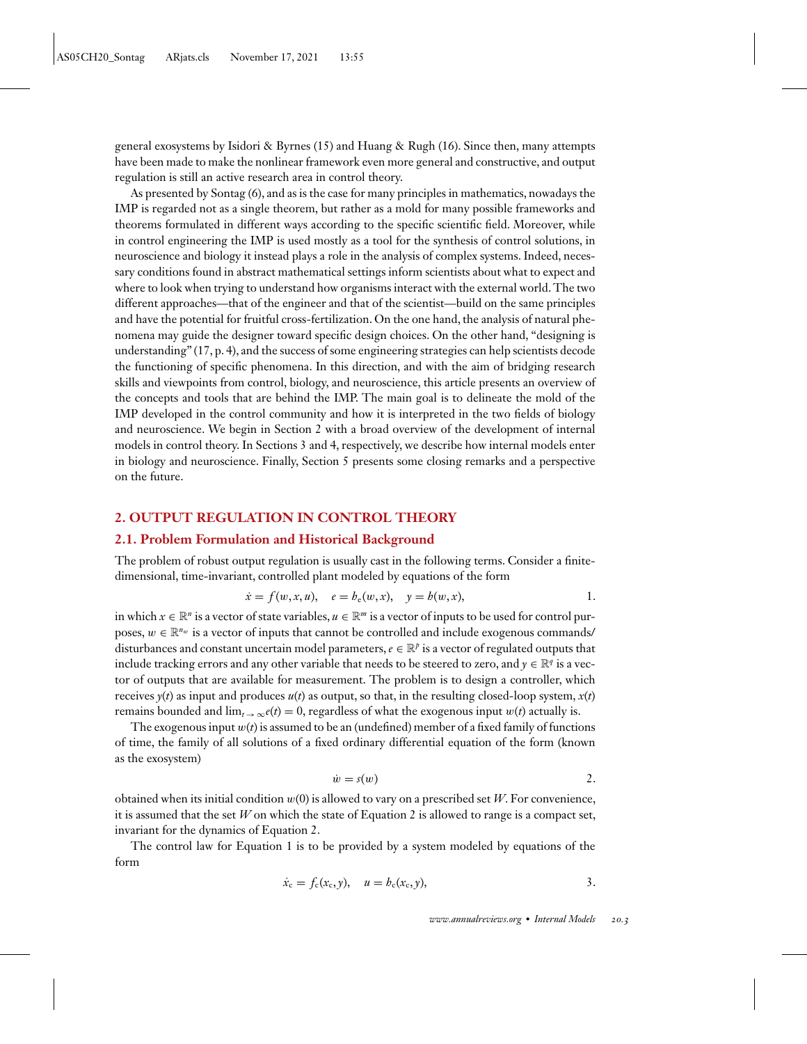general exosystems by Isidori & Byrnes (15) and Huang & Rugh (16). Since then, many attempts have been made to make the nonlinear framework even more general and constructive, and output regulation is still an active research area in control theory.

As presented by Sontag (6), and as is the case for many principles in mathematics, nowadays the IMP is regarded not as a single theorem, but rather as a mold for many possible frameworks and theorems formulated in different ways according to the specific scientific field. Moreover, while in control engineering the IMP is used mostly as a tool for the synthesis of control solutions, in neuroscience and biology it instead plays a role in the analysis of complex systems. Indeed, necessary conditions found in abstract mathematical settings inform scientists about what to expect and where to look when trying to understand how organisms interact with the external world. The two different approaches—that of the engineer and that of the scientist—build on the same principles and have the potential for fruitful cross-fertilization. On the one hand, the analysis of natural phenomena may guide the designer toward specific design choices. On the other hand, "designing is understanding" (17, p. 4), and the success of some engineering strategies can help scientists decode the functioning of specific phenomena. In this direction, and with the aim of bridging research skills and viewpoints from control, biology, and neuroscience, this article presents an overview of the concepts and tools that are behind the IMP. The main goal is to delineate the mold of the IMP developed in the control community and how it is interpreted in the two fields of biology and neuroscience. We begin in Section 2 with a broad overview of the development of internal models in control theory. In Sections 3 and 4, respectively, we describe how internal models enter in biology and neuroscience. Finally, Section 5 presents some closing remarks and a perspective on the future.

## 2. OUTPUT REGULATION IN CONTROL THEORY

### 2.1. Problem Formulation and Historical Background

The problem of robust output regulation is usually cast in the following terms. Consider a finite-dimensional, time-invariant, controlled plant modeled by equations of the form

$$\dot{x} = f(w, x, u), \quad e = h_e(w, x), \quad y = h(w, x), \tag{1.}$$

in which $x \in \mathbb{R}^n$ is a vector of state variables, $u \in \mathbb{R}^m$ is a vector of inputs to be used for control purposes, $w \in \mathbb{R}^{n_w}$ is a vector of inputs that cannot be controlled and include exogenous commands/disturbances and constant uncertain model parameters, $e \in \mathbb{R}^p$ is a vector of regulated outputs that include tracking errors and any other variable that needs to be steered to zero, and $y \in \mathbb{R}^q$ is a vector of outputs that are available for measurement. The problem is to design a controller, which receives $y(t)$ as input and produces $u(t)$ as output, so that, in the resulting closed-loop system, $x(t)$ remains bounded and $\lim_{t \to \infty} e(t) = 0$, regardless of what the exogenous input $w(t)$ actually is.

The exogenous input $w(t)$ is assumed to be an (undefined) member of a fixed family of functions of time, the family of all solutions of a fixed ordinary differential equation of the form (known as the exosystem)

$$\dot{w} = s(w) \tag{2.}$$

obtained when its initial condition $w(0)$ is allowed to vary on a prescribed set $W$. For convenience, it is assumed that the set $W$ on which the state of Equation 2 is allowed to range is a compact set, invariant for the dynamics of Equation 2.

The control law for Equation 1 is to be provided by a system modeled by equations of the form

$$\dot{x}_c = f_c(x_c, y), \quad u = h_c(x_c, y), \tag{3.}$$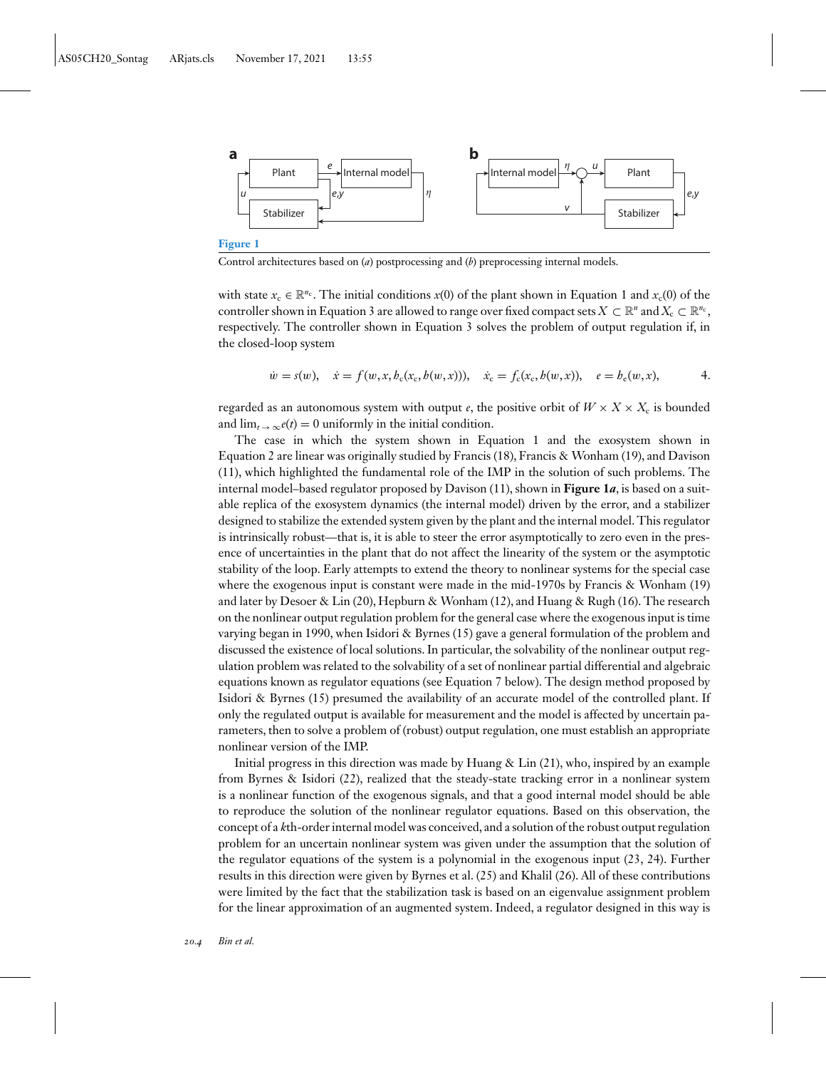**Figure 1**

Control architectures based on (*a*) postprocessing and (*b*) preprocessing internal models.

with state $x_c \in \mathbb{R}^{n_c}$. The initial conditions $x(0)$ of the plant shown in Equation 1 and $x_c(0)$ of the controller shown in Equation 3 are allowed to range over fixed compact sets $X \subset \mathbb{R}^n$ and $X_c \subset \mathbb{R}^{n_c}$, respectively. The controller shown in Equation 3 solves the problem of output regulation if, in the closed-loop system

$$\dot{w} = s(w), \quad \dot{x} = f(w, x, h_c(x_c, h(w, x))), \quad \dot{x}_c = f_c(x_c, h(w, x)), \quad e = h_e(w, x), \qquad 4.$$

regarded as an autonomous system with output $e$, the positive orbit of $W \times X \times X_c$ is bounded and $\lim_{t \to \infty} e(t) = 0$ uniformly in the initial condition.

The case in which the system shown in Equation 1 and the exosystem shown in Equation 2 are linear was originally studied by Francis (18), Francis & Wonham (19), and Davison (11), which highlighted the fundamental role of the IMP in the solution of such problems. The internal model–based regulator proposed by Davison (11), shown in **Figure 1*a***, is based on a suitable replica of the exosystem dynamics (the internal model) driven by the error, and a stabilizer designed to stabilize the extended system given by the plant and the internal model. This regulator is intrinsically robust—that is, it is able to steer the error asymptotically to zero even in the presence of uncertainties in the plant that do not affect the linearity of the system or the asymptotic stability of the loop. Early attempts to extend the theory to nonlinear systems for the special case where the exogenous input is constant were made in the mid-1970s by Francis & Wonham (19) and later by Desoer & Lin (20), Hepburn & Wonham (12), and Huang & Rugh (16). The research on the nonlinear output regulation problem for the general case where the exogenous input is time varying began in 1990, when Isidori & Byrnes (15) gave a general formulation of the problem and discussed the existence of local solutions. In particular, the solvability of the nonlinear output regulation problem was related to the solvability of a set of nonlinear partial differential and algebraic equations known as regulator equations (see Equation 7 below). The design method proposed by Isidori & Byrnes (15) presumed the availability of an accurate model of the controlled plant. If only the regulated output is available for measurement and the model is affected by uncertain parameters, then to solve a problem of (robust) output regulation, one must establish an appropriate nonlinear version of the IMP.

Initial progress in this direction was made by Huang & Lin (21), who, inspired by an example from Byrnes & Isidori (22), realized that the steady-state tracking error in a nonlinear system is a nonlinear function of the exogenous signals, and that a good internal model should be able to reproduce the solution of the nonlinear regulator equations. Based on this observation, the concept of a *k*th-order internal model was conceived, and a solution of the robust output regulation problem for an uncertain nonlinear system was given under the assumption that the solution of the regulator equations of the system is a polynomial in the exogenous input (23, 24). Further results in this direction were given by Byrnes et al. (25) and Khalil (26). All of these contributions were limited by the fact that the stabilization task is based on an eigenvalue assignment problem for the linear approximation of an augmented system. Indeed, a regulator designed in this way is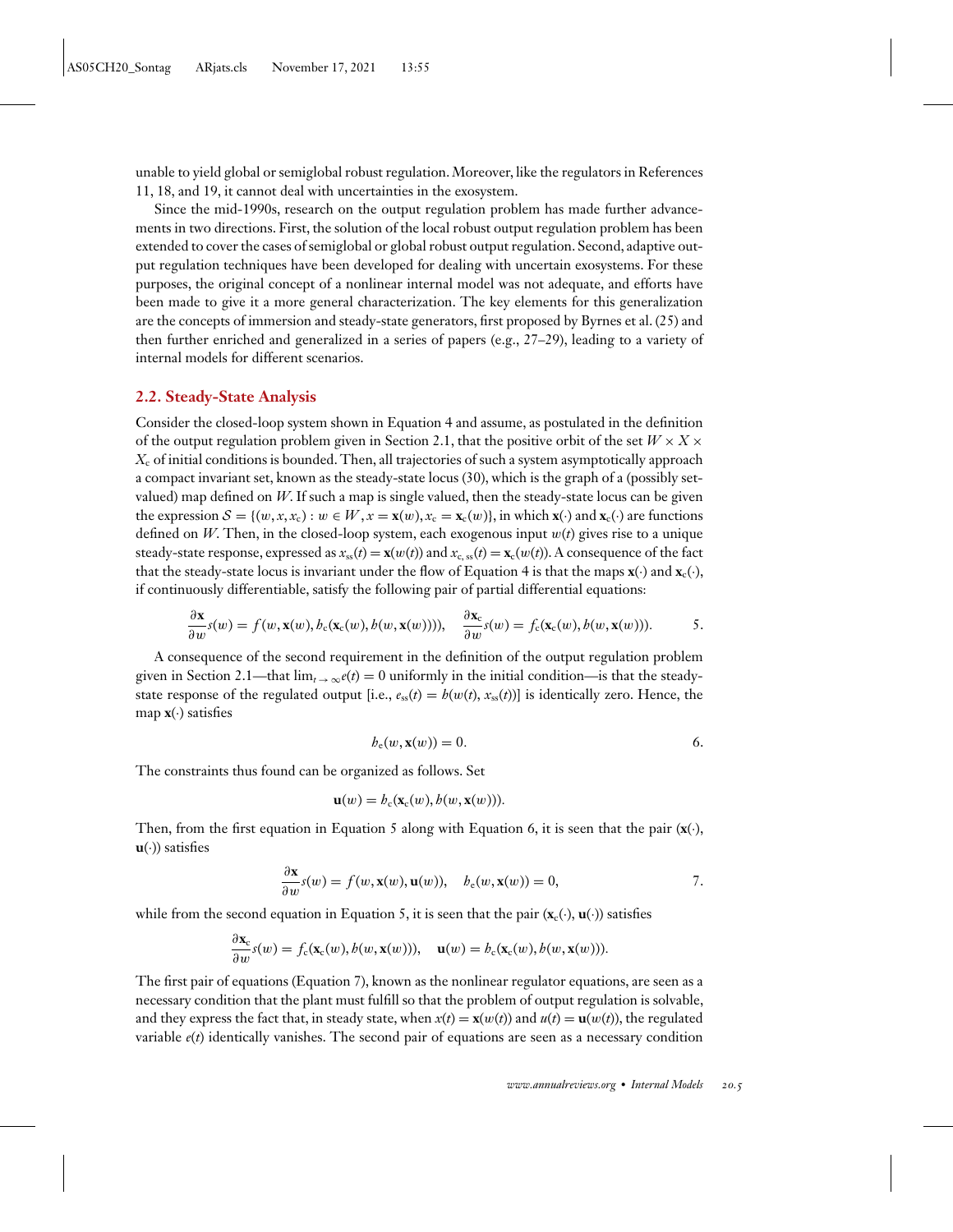unable to yield global or semiglobal robust regulation. Moreover, like the regulators in References 11, 18, and 19, it cannot deal with uncertainties in the exosystem.

Since the mid-1990s, research on the output regulation problem has made further advancements in two directions. First, the solution of the local robust output regulation problem has been extended to cover the cases of semiglobal or global robust output regulation. Second, adaptive output regulation techniques have been developed for dealing with uncertain exosystems. For these purposes, the original concept of a nonlinear internal model was not adequate, and efforts have been made to give it a more general characterization. The key elements for this generalization are the concepts of immersion and steady-state generators, first proposed by Byrnes et al. (25) and then further enriched and generalized in a series of papers (e.g., 27–29), leading to a variety of internal models for different scenarios.

## 2.2. Steady-State Analysis

Consider the closed-loop system shown in Equation 4 and assume, as postulated in the definition of the output regulation problem given in Section 2.1, that the positive orbit of the set $W \times X \times X_c$ of initial conditions is bounded. Then, all trajectories of such a system asymptotically approach a compact invariant set, known as the steady-state locus (30), which is the graph of a (possibly set-valued) map defined on $W$. If such a map is single valued, then the steady-state locus can be given the expression $\mathcal{S} = \{(w, x, x_c) : w \in W, x = \mathbf{x}(w), x_c = \mathbf{x}_c(w)\}$, in which $\mathbf{x}(\cdot)$ and $\mathbf{x}_c(\cdot)$ are functions defined on $W$. Then, in the closed-loop system, each exogenous input $w(t)$ gives rise to a unique steady-state response, expressed as $x_{ss}(t) = \mathbf{x}(w(t))$ and $x_{c,\,ss}(t) = \mathbf{x}_c(w(t))$. A consequence of the fact that the steady-state locus is invariant under the flow of Equation 4 is that the maps $\mathbf{x}(\cdot)$ and $\mathbf{x}_c(\cdot)$, if continuously differentiable, satisfy the following pair of partial differential equations:

$$\frac{\partial \mathbf{x}}{\partial w} s(w) = f(w, \mathbf{x}(w), h_c(\mathbf{x}_c(w), h(w, \mathbf{x}(w)))), \quad \frac{\partial \mathbf{x}_c}{\partial w} s(w) = f_c(\mathbf{x}_c(w), h(w, \mathbf{x}(w))). \qquad 5.$$

A consequence of the second requirement in the definition of the output regulation problem given in Section 2.1—that $\lim_{t\to\infty} e(t) = 0$ uniformly in the initial condition—is that the steady-state response of the regulated output [i.e., $e_{ss}(t) = h(w(t), x_{ss}(t))$] is identically zero. Hence, the map $\mathbf{x}(\cdot)$ satisfies

$$h_e(w, \mathbf{x}(w)) = 0. \qquad 6.$$

The constraints thus found can be organized as follows. Set

$$\mathbf{u}(w) = h_c(\mathbf{x}_c(w), h(w, \mathbf{x}(w))).$$

Then, from the first equation in Equation 5 along with Equation 6, it is seen that the pair $(\mathbf{x}(\cdot), \mathbf{u}(\cdot))$ satisfies

$$\frac{\partial \mathbf{x}}{\partial w} s(w) = f(w, \mathbf{x}(w), \mathbf{u}(w)), \quad h_e(w, \mathbf{x}(w)) = 0, \qquad 7.$$

while from the second equation in Equation 5, it is seen that the pair $(\mathbf{x}_c(\cdot), \mathbf{u}(\cdot))$ satisfies

$$\frac{\partial \mathbf{x}_c}{\partial w} s(w) = f_c(\mathbf{x}_c(w), h(w, \mathbf{x}(w))), \quad \mathbf{u}(w) = h_c(\mathbf{x}_c(w), h(w, \mathbf{x}(w))).$$

The first pair of equations (Equation 7), known as the nonlinear regulator equations, are seen as a necessary condition that the plant must fulfill so that the problem of output regulation is solvable, and they express the fact that, in steady state, when $x(t) = \mathbf{x}(w(t))$ and $u(t) = \mathbf{u}(w(t))$, the regulated variable $e(t)$ identically vanishes. The second pair of equations are seen as a necessary condition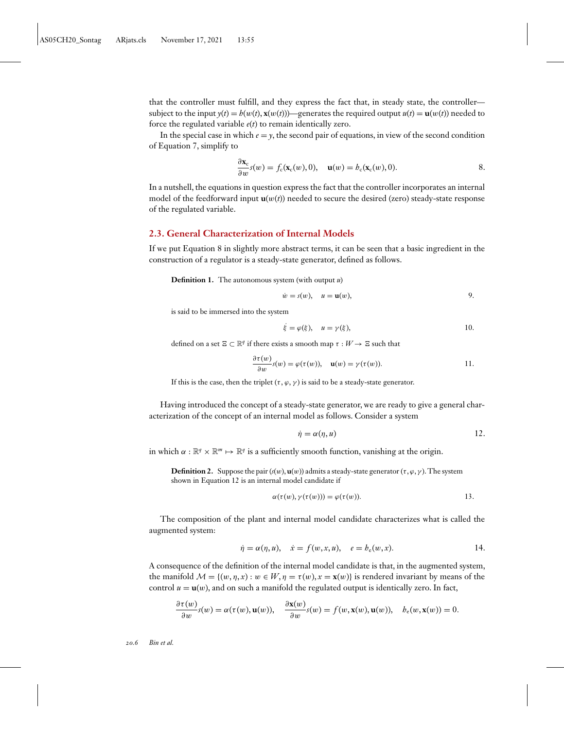that the controller must fulfill, and they express the fact that, in steady state, the controller—subject to the input $y(t) = h(w(t), \mathbf{x}(w(t)))$—generates the required output $u(t) = \mathbf{u}(w(t))$ needed to force the regulated variable $e(t)$ to remain identically zero.

In the special case in which $e = y$, the second pair of equations, in view of the second condition of Equation 7, simplify to

$$\frac{\partial \mathbf{x}_c}{\partial w} s(w) = f_c(\mathbf{x}_c(w), 0), \quad \mathbf{u}(w) = h_c(\mathbf{x}_c(w), 0). \qquad 8.$$

In a nutshell, the equations in question express the fact that the controller incorporates an internal model of the feedforward input $\mathbf{u}(w(t))$ needed to secure the desired (zero) steady-state response of the regulated variable.

## 2.3. General Characterization of Internal Models

If we put Equation 8 in slightly more abstract terms, it can be seen that a basic ingredient in the construction of a regulator is a steady-state generator, defined as follows.

**Definition 1.** The autonomous system (with output $u$)

$$\dot{w} = s(w), \quad u = \mathbf{u}(w), \qquad 9.$$

is said to be immersed into the system

$$\dot{\xi} = \varphi(\xi), \quad u = \gamma(\xi), \qquad 10.$$

defined on a set $\Xi \subset \mathbb{R}^q$ if there exists a smooth map $\tau : W \to \Xi$ such that

$$\frac{\partial \tau(w)}{\partial w} s(w) = \varphi(\tau(w)), \quad \mathbf{u}(w) = \gamma(\tau(w)). \qquad 11.$$

If this is the case, then the triplet $(\tau, \varphi, \gamma)$ is said to be a steady-state generator.

Having introduced the concept of a steady-state generator, we are ready to give a general characterization of the concept of an internal model as follows. Consider a system

$$\dot{\eta} = \alpha(\eta, u) \qquad 12.$$

in which $\alpha : \mathbb{R}^q \times \mathbb{R}^m \mapsto \mathbb{R}^q$ is a sufficiently smooth function, vanishing at the origin.

**Definition 2.** Suppose the pair $(s(w), \mathbf{u}(w))$ admits a steady-state generator $(\tau, \varphi, \gamma)$. The system shown in Equation 12 is an internal model candidate if

$$\alpha(\tau(w), \gamma(\tau(w))) = \varphi(\tau(w)). \qquad 13.$$

The composition of the plant and internal model candidate characterizes what is called the augmented system:

$$\dot{\eta} = \alpha(\eta, u), \quad \dot{x} = f(w, x, u), \quad e = h_e(w, x). \qquad 14.$$

A consequence of the definition of the internal model candidate is that, in the augmented system, the manifold $\mathcal{M} = \{(w, \eta, x) : w \in W, \eta = \tau(w), x = \mathbf{x}(w)\}$ is rendered invariant by means of the control $u = \mathbf{u}(w)$, and on such a manifold the regulated output is identically zero. In fact,

$$\frac{\partial \tau(w)}{\partial w} s(w) = \alpha(\tau(w), \mathbf{u}(w)), \quad \frac{\partial \mathbf{x}(w)}{\partial w} s(w) = f(w, \mathbf{x}(w), \mathbf{u}(w)), \quad h_e(w, \mathbf{x}(w)) = 0.$$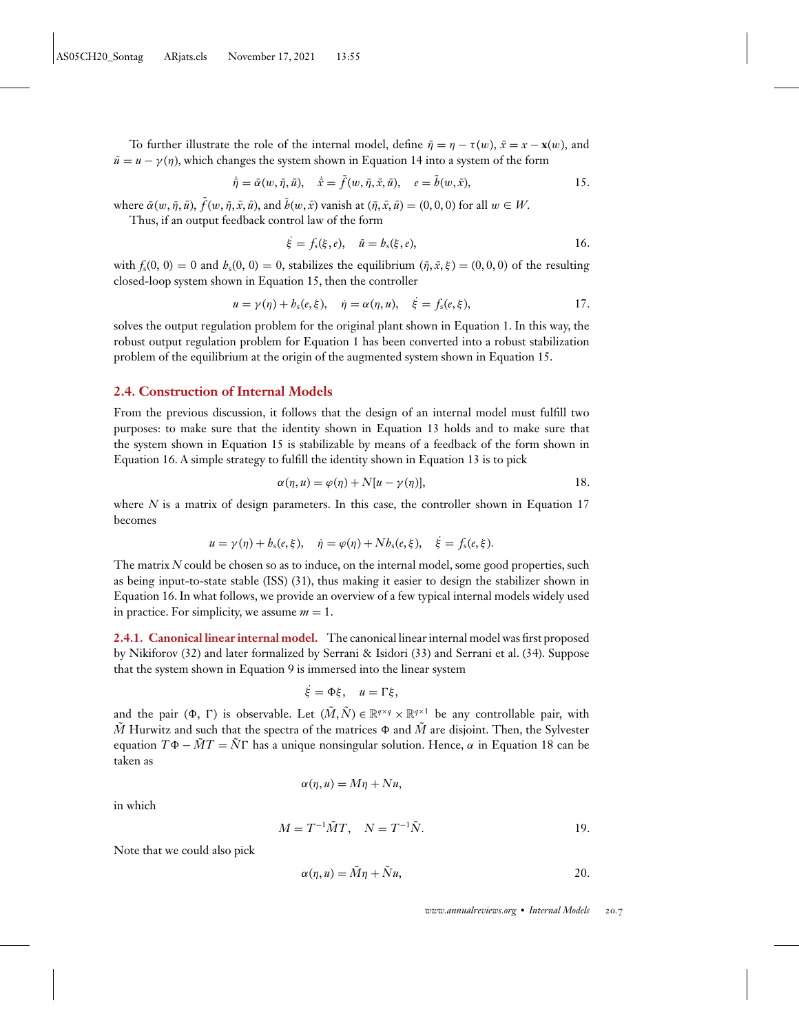To further illustrate the role of the internal model, define $\bar{\eta} = \eta - \tau(w)$, $\bar{x} = x - \mathbf{x}(w)$, and $\bar{u} = u - \gamma(\eta)$, which changes the system shown in Equation 14 into a system of the form

$$\dot{\bar{\eta}} = \bar{\alpha}(w, \bar{\eta}, \bar{u}), \quad \dot{\bar{x}} = \bar{f}(w, \bar{\eta}, \bar{x}, \bar{u}), \quad e = \bar{h}(w, \bar{x}), \tag{15}$$

where $\bar{\alpha}(w, \bar{\eta}, \bar{u})$, $\bar{f}(w, \bar{\eta}, \bar{x}, \bar{u})$, and $\bar{h}(w, \bar{x})$ vanish at $(\bar{\eta}, \bar{x}, \bar{u}) = (0, 0, 0)$ for all $w \in W$.

Thus, if an output feedback control law of the form

$$\dot{\xi} = f_s(\xi, e), \quad \bar{u} = h_s(\xi, e), \tag{16}$$

with $f_s(0, 0) = 0$ and $h_s(0, 0) = 0$, stabilizes the equilibrium $(\bar{\eta}, \bar{x}, \xi) = (0, 0, 0)$ of the resulting closed-loop system shown in Equation 15, then the controller

$$u = \gamma(\eta) + h_s(e, \xi), \quad \dot{\eta} = \alpha(\eta, u), \quad \dot{\xi} = f_s(e, \xi), \tag{17}$$

solves the output regulation problem for the original plant shown in Equation 1. In this way, the robust output regulation problem for Equation 1 has been converted into a robust stabilization problem of the equilibrium at the origin of the augmented system shown in Equation 15.

## 2.4. Construction of Internal Models

From the previous discussion, it follows that the design of an internal model must fulfill two purposes: to make sure that the identity shown in Equation 13 holds and to make sure that the system shown in Equation 15 is stabilizable by means of a feedback of the form shown in Equation 16. A simple strategy to fulfill the identity shown in Equation 13 is to pick

$$\alpha(\eta, u) = \varphi(\eta) + N[u - \gamma(\eta)], \tag{18}$$

where $N$ is a matrix of design parameters. In this case, the controller shown in Equation 17 becomes

$$u = \gamma(\eta) + h_s(e, \xi), \quad \dot{\eta} = \varphi(\eta) + N h_s(e, \xi), \quad \dot{\xi} = f_s(e, \xi).$$

The matrix $N$ could be chosen so as to induce, on the internal model, some good properties, such as being input-to-state stable (ISS) (31), thus making it easier to design the stabilizer shown in Equation 16. In what follows, we provide an overview of a few typical internal models widely used in practice. For simplicity, we assume $m = 1$.

**2.4.1. Canonical linear internal model.** The canonical linear internal model was first proposed by Nikiforov (32) and later formalized by Serrani & Isidori (33) and Serrani et al. (34). Suppose that the system shown in Equation 9 is immersed into the linear system

$$\dot{\xi} = \Phi \xi, \quad u = \Gamma \xi,$$

and the pair $(\Phi, \Gamma)$ is observable. Let $(\tilde{M}, \tilde{N}) \in \mathbb{R}^{q \times q} \times \mathbb{R}^{q \times 1}$ be any controllable pair, with $\tilde{M}$ Hurwitz and such that the spectra of the matrices $\Phi$ and $\tilde{M}$ are disjoint. Then, the Sylvester equation $T\Phi - \tilde{M}T = \tilde{N}\Gamma$ has a unique nonsingular solution. Hence, $\alpha$ in Equation 18 can be taken as

$$\alpha(\eta, u) = M\eta + Nu,$$

in which

$$M = T^{-1}\tilde{M}T, \quad N = T^{-1}\tilde{N}. \tag{19}$$

Note that we could also pick

$$\alpha(\eta, u) = \tilde{M}\eta + \tilde{N}u, \tag{20}$$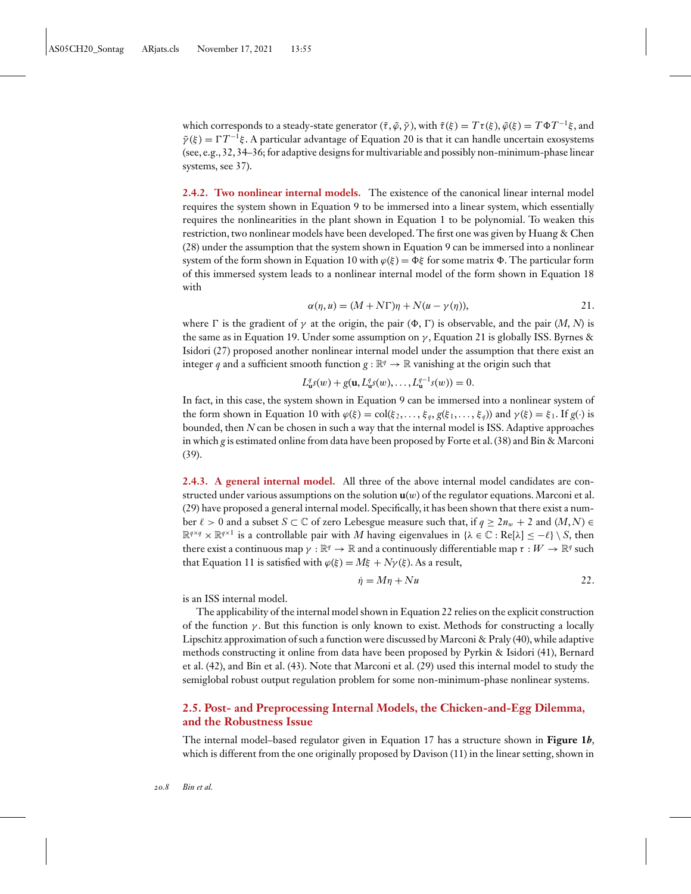which corresponds to a steady-state generator $(\tilde{\tau}, \tilde{\varphi}, \tilde{\gamma})$, with $\tilde{\tau}(\xi) = T\tau(\xi)$, $\tilde{\varphi}(\xi) = T\Phi T^{-1}\xi$, and $\tilde{\gamma}(\xi) = \Gamma T^{-1}\xi$. A particular advantage of Equation 20 is that it can handle uncertain exosystems (see, e.g., 32, 34–36; for adaptive designs for multivariable and possibly non-minimum-phase linear systems, see 37).

### 2.4.2. Two nonlinear internal models.

The existence of the canonical linear internal model requires the system shown in Equation 9 to be immersed into a linear system, which essentially requires the nonlinearities in the plant shown in Equation 1 to be polynomial. To weaken this restriction, two nonlinear models have been developed. The first one was given by Huang & Chen (28) under the assumption that the system shown in Equation 9 can be immersed into a nonlinear system of the form shown in Equation 10 with $\varphi(\xi) = \Phi\xi$ for some matrix $\Phi$. The particular form of this immersed system leads to a nonlinear internal model of the form shown in Equation 18 with

$$\alpha(\eta, u) = (M + N\Gamma)\eta + N(u - \gamma(\eta)), \qquad 21.$$

where $\Gamma$ is the gradient of $\gamma$ at the origin, the pair $(\Phi, \Gamma)$ is observable, and the pair $(M, N)$ is the same as in Equation 19. Under some assumption on $\gamma$, Equation 21 is globally ISS. Byrnes & Isidori (27) proposed another nonlinear internal model under the assumption that there exist an integer $q$ and a sufficient smooth function $g : \mathbb{R}^q \to \mathbb{R}$ vanishing at the origin such that

$$L_{\mathbf{u}}^q s(w) + g(\mathbf{u}, L_{\mathbf{u}}^q s(w), \ldots, L_{\mathbf{u}}^{q-1} s(w)) = 0.$$

In fact, in this case, the system shown in Equation 9 can be immersed into a nonlinear system of the form shown in Equation 10 with $\varphi(\xi) = \mathrm{col}(\xi_2, \ldots, \xi_q, g(\xi_1, \ldots, \xi_q))$ and $\gamma(\xi) = \xi_1$. If $g(\cdot)$ is bounded, then $N$ can be chosen in such a way that the internal model is ISS. Adaptive approaches in which $g$ is estimated online from data have been proposed by Forte et al. (38) and Bin & Marconi (39).

### 2.4.3. A general internal model.

All three of the above internal model candidates are constructed under various assumptions on the solution $\mathbf{u}(w)$ of the regulator equations. Marconi et al. (29) have proposed a general internal model. Specifically, it has been shown that there exist a number $\ell > 0$ and a subset $S \subset \mathbb{C}$ of zero Lebesgue measure such that, if $q \geq 2n_w + 2$ and $(M, N) \in \mathbb{R}^{q\times q} \times \mathbb{R}^{q\times 1}$ is a controllable pair with $M$ having eigenvalues in $\{\lambda \in \mathbb{C} : \mathrm{Re}[\lambda] \leq -\ell\} \setminus S$, then there exist a continuous map $\gamma : \mathbb{R}^q \to \mathbb{R}$ and a continuously differentiable map $\tau : W \to \mathbb{R}^q$ such that Equation 11 is satisfied with $\varphi(\xi) = M\xi + N\gamma(\xi)$. As a result,

$$\dot{\eta} = M\eta + Nu \qquad 22.$$

is an ISS internal model.

The applicability of the internal model shown in Equation 22 relies on the explicit construction of the function $\gamma$. But this function is only known to exist. Methods for constructing a locally Lipschitz approximation of such a function were discussed by Marconi & Praly (40), while adaptive methods constructing it online from data have been proposed by Pyrkin & Isidori (41), Bernard et al. (42), and Bin et al. (43). Note that Marconi et al. (29) used this internal model to study the semiglobal robust output regulation problem for some non-minimum-phase nonlinear systems.

## 2.5. Post- and Preprocessing Internal Models, the Chicken-and-Egg Dilemma, and the Robustness Issue

The internal model–based regulator given in Equation 17 has a structure shown in **Figure 1*b***, which is different from the one originally proposed by Davison (11) in the linear setting, shown in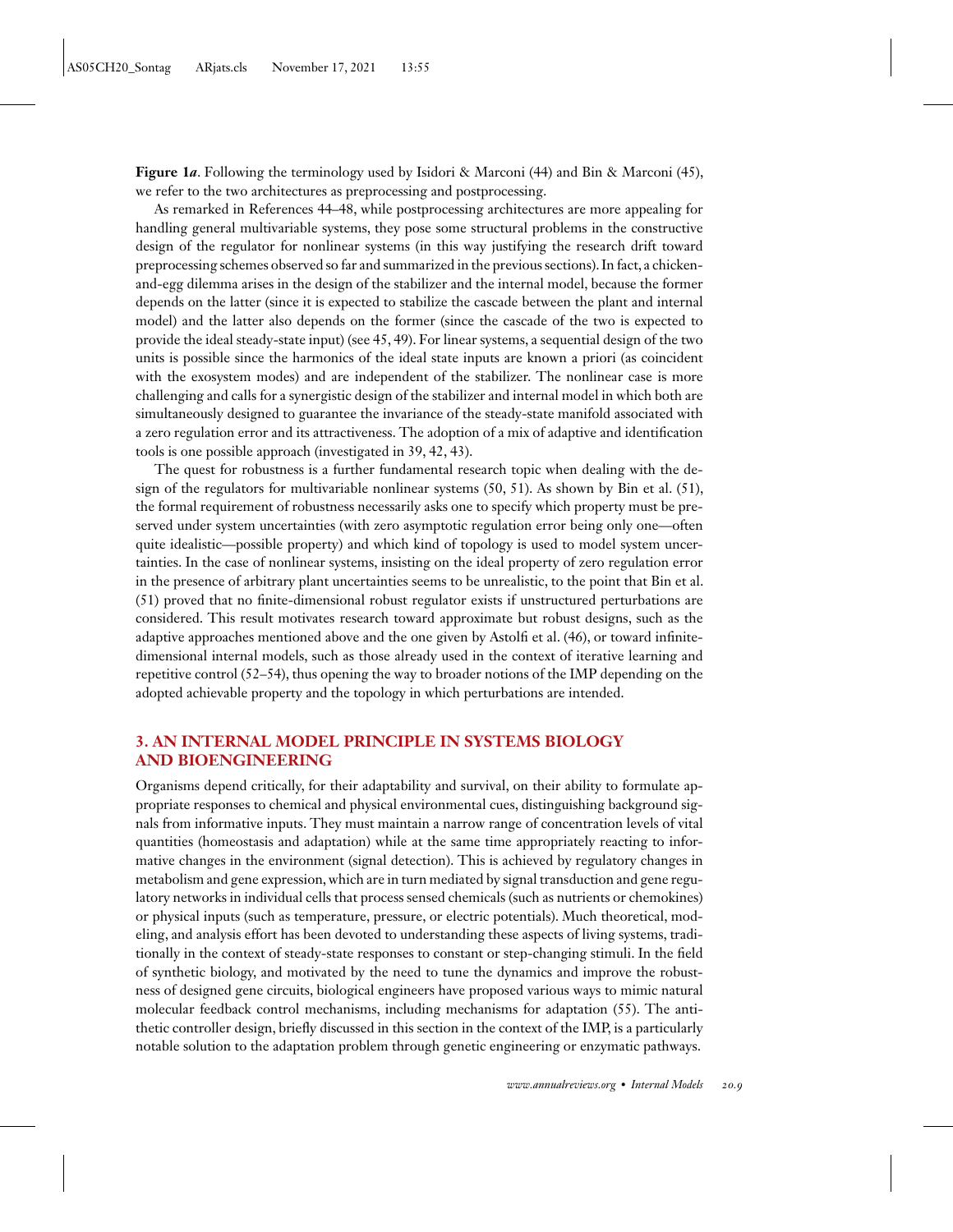**Figure 1*a***. Following the terminology used by Isidori & Marconi (44) and Bin & Marconi (45), we refer to the two architectures as preprocessing and postprocessing.

As remarked in References 44–48, while postprocessing architectures are more appealing for handling general multivariable systems, they pose some structural problems in the constructive design of the regulator for nonlinear systems (in this way justifying the research drift toward preprocessing schemes observed so far and summarized in the previous sections). In fact, a chicken-and-egg dilemma arises in the design of the stabilizer and the internal model, because the former depends on the latter (since it is expected to stabilize the cascade between the plant and internal model) and the latter also depends on the former (since the cascade of the two is expected to provide the ideal steady-state input) (see 45, 49). For linear systems, a sequential design of the two units is possible since the harmonics of the ideal state inputs are known a priori (as coincident with the exosystem modes) and are independent of the stabilizer. The nonlinear case is more challenging and calls for a synergistic design of the stabilizer and internal model in which both are simultaneously designed to guarantee the invariance of the steady-state manifold associated with a zero regulation error and its attractiveness. The adoption of a mix of adaptive and identification tools is one possible approach (investigated in 39, 42, 43).

The quest for robustness is a further fundamental research topic when dealing with the design of the regulators for multivariable nonlinear systems (50, 51). As shown by Bin et al. (51), the formal requirement of robustness necessarily asks one to specify which property must be preserved under system uncertainties (with zero asymptotic regulation error being only one—often quite idealistic—possible property) and which kind of topology is used to model system uncertainties. In the case of nonlinear systems, insisting on the ideal property of zero regulation error in the presence of arbitrary plant uncertainties seems to be unrealistic, to the point that Bin et al. (51) proved that no finite-dimensional robust regulator exists if unstructured perturbations are considered. This result motivates research toward approximate but robust designs, such as the adaptive approaches mentioned above and the one given by Astolfi et al. (46), or toward infinite-dimensional internal models, such as those already used in the context of iterative learning and repetitive control (52–54), thus opening the way to broader notions of the IMP depending on the adopted achievable property and the topology in which perturbations are intended.

## 3. AN INTERNAL MODEL PRINCIPLE IN SYSTEMS BIOLOGY AND BIOENGINEERING

Organisms depend critically, for their adaptability and survival, on their ability to formulate appropriate responses to chemical and physical environmental cues, distinguishing background signals from informative inputs. They must maintain a narrow range of concentration levels of vital quantities (homeostasis and adaptation) while at the same time appropriately reacting to informative changes in the environment (signal detection). This is achieved by regulatory changes in metabolism and gene expression, which are in turn mediated by signal transduction and gene regulatory networks in individual cells that process sensed chemicals (such as nutrients or chemokines) or physical inputs (such as temperature, pressure, or electric potentials). Much theoretical, modeling, and analysis effort has been devoted to understanding these aspects of living systems, traditionally in the context of steady-state responses to constant or step-changing stimuli. In the field of synthetic biology, and motivated by the need to tune the dynamics and improve the robustness of designed gene circuits, biological engineers have proposed various ways to mimic natural molecular feedback control mechanisms, including mechanisms for adaptation (55). The antithetic controller design, briefly discussed in this section in the context of the IMP, is a particularly notable solution to the adaptation problem through genetic engineering or enzymatic pathways.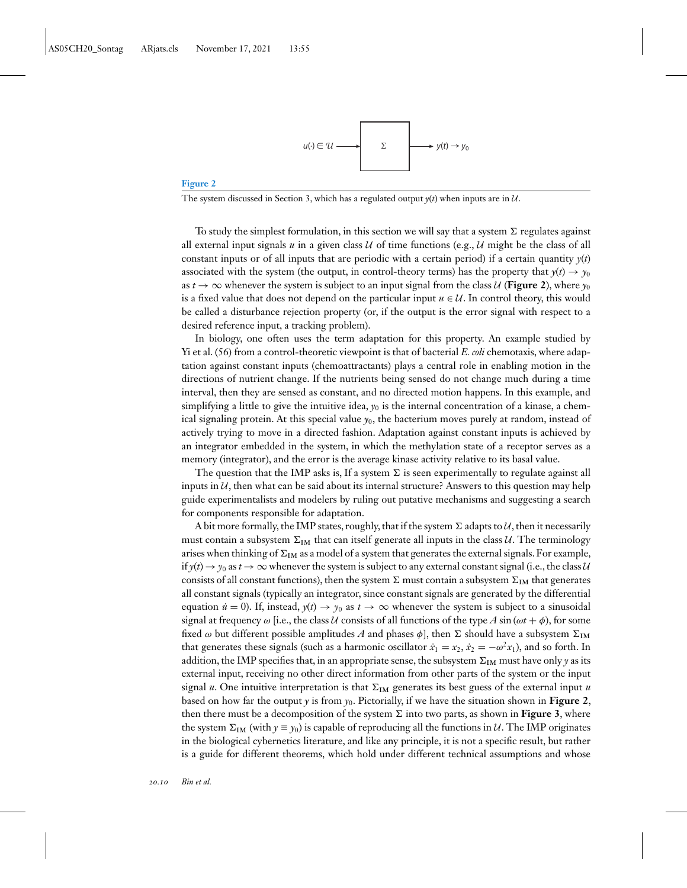$u(\cdot) \in \mathcal{U}$ → Σ → $y(t) \to y_0$

**Figure 2**

The system discussed in Section 3, which has a regulated output $y(t)$ when inputs are in $\mathcal{U}$.

To study the simplest formulation, in this section we will say that a system Σ regulates against all external input signals $u$ in a given class $\mathcal{U}$ of time functions (e.g., $\mathcal{U}$ might be the class of all constant inputs or of all inputs that are periodic with a certain period) if a certain quantity $y(t)$ associated with the system (the output, in control-theory terms) has the property that $y(t) \to y_0$ as $t \to \infty$ whenever the system is subject to an input signal from the class $\mathcal{U}$ (**Figure 2**), where $y_0$ is a fixed value that does not depend on the particular input $u \in \mathcal{U}$. In control theory, this would be called a disturbance rejection property (or, if the output is the error signal with respect to a desired reference input, a tracking problem).

In biology, one often uses the term adaptation for this property. An example studied by Yi et al. (56) from a control-theoretic viewpoint is that of bacterial *E. coli* chemotaxis, where adaptation against constant inputs (chemoattractants) plays a central role in enabling motion in the directions of nutrient change. If the nutrients being sensed do not change much during a time interval, then they are sensed as constant, and no directed motion happens. In this example, and simplifying a little to give the intuitive idea, $y_0$ is the internal concentration of a kinase, a chemical signaling protein. At this special value $y_0$, the bacterium moves purely at random, instead of actively trying to move in a directed fashion. Adaptation against constant inputs is achieved by an integrator embedded in the system, in which the methylation state of a receptor serves as a memory (integrator), and the error is the average kinase activity relative to its basal value.

The question that the IMP asks is, If a system Σ is seen experimentally to regulate against all inputs in $\mathcal{U}$, then what can be said about its internal structure? Answers to this question may help guide experimentalists and modelers by ruling out putative mechanisms and suggesting a search for components responsible for adaptation.

A bit more formally, the IMP states, roughly, that if the system Σ adapts to $\mathcal{U}$, then it necessarily must contain a subsystem $\Sigma_{\text{IM}}$ that can itself generate all inputs in the class $\mathcal{U}$. The terminology arises when thinking of $\Sigma_{\text{IM}}$ as a model of a system that generates the external signals. For example, if $y(t) \to y_0$ as $t \to \infty$ whenever the system is subject to any external constant signal (i.e., the class $\mathcal{U}$ consists of all constant functions), then the system Σ must contain a subsystem $\Sigma_{\text{IM}}$ that generates all constant signals (typically an integrator, since constant signals are generated by the differential equation $\dot{u} = 0$). If, instead, $y(t) \to y_0$ as $t \to \infty$ whenever the system is subject to a sinusoidal signal at frequency $\omega$ [i.e., the class $\mathcal{U}$ consists of all functions of the type $A \sin(\omega t + \phi)$, for some fixed $\omega$ but different possible amplitudes $A$ and phases $\phi$], then Σ should have a subsystem $\Sigma_{\text{IM}}$ that generates these signals (such as a harmonic oscillator $\dot{x}_1 = x_2, \dot{x}_2 = -\omega^2 x_1$), and so forth. In addition, the IMP specifies that, in an appropriate sense, the subsystem $\Sigma_{\text{IM}}$ must have only $y$ as its external input, receiving no other direct information from other parts of the system or the input signal $u$. One intuitive interpretation is that $\Sigma_{\text{IM}}$ generates its best guess of the external input $u$ based on how far the output $y$ is from $y_0$. Pictorially, if we have the situation shown in **Figure 2**, then there must be a decomposition of the system Σ into two parts, as shown in **Figure 3**, where the system $\Sigma_{\text{IM}}$ (with $y \equiv y_0$) is capable of reproducing all the functions in $\mathcal{U}$. The IMP originates in the biological cybernetics literature, and like any principle, it is not a specific result, but rather is a guide for different theorems, which hold under different technical assumptions and whose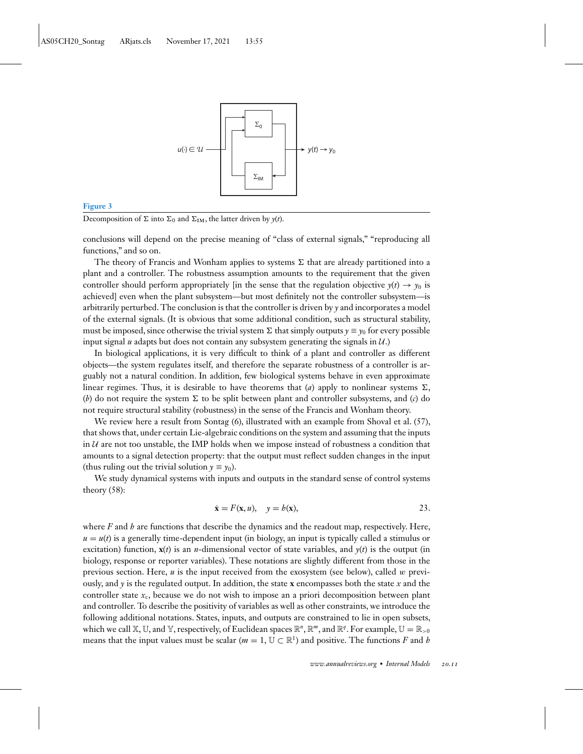**Figure 3**

Decomposition of $\Sigma$ into $\Sigma_0$ and $\Sigma_{\rm IM}$, the latter driven by $y(t)$.

conclusions will depend on the precise meaning of "class of external signals," "reproducing all functions," and so on.

The theory of Francis and Wonham applies to systems $\Sigma$ that are already partitioned into a plant and a controller. The robustness assumption amounts to the requirement that the given controller should perform appropriately [in the sense that the regulation objective $y(t) \to y_0$ is achieved] even when the plant subsystem—but most definitely not the controller subsystem—is arbitrarily perturbed. The conclusion is that the controller is driven by $y$ and incorporates a model of the external signals. (It is obvious that some additional condition, such as structural stability, must be imposed, since otherwise the trivial system $\Sigma$ that simply outputs $y \equiv y_0$ for every possible input signal $u$ adapts but does not contain any subsystem generating the signals in $\mathcal{U}$.)

In biological applications, it is very difficult to think of a plant and controller as different objects—the system regulates itself, and therefore the separate robustness of a controller is arguably not a natural condition. In addition, few biological systems behave in even approximate linear regimes. Thus, it is desirable to have theorems that (*a*) apply to nonlinear systems $\Sigma$, (*b*) do not require the system $\Sigma$ to be split between plant and controller subsystems, and (*c*) do not require structural stability (robustness) in the sense of the Francis and Wonham theory.

We review here a result from Sontag (6), illustrated with an example from Shoval et al. (57), that shows that, under certain Lie-algebraic conditions on the system and assuming that the inputs in $\mathcal{U}$ are not too unstable, the IMP holds when we impose instead of robustness a condition that amounts to a signal detection property: that the output must reflect sudden changes in the input (thus ruling out the trivial solution $y \equiv y_0$).

We study dynamical systems with inputs and outputs in the standard sense of control systems theory (58):

$$\dot{\mathbf{x}} = F(\mathbf{x}, u), \quad y = h(\mathbf{x}), \qquad 23.$$

where $F$ and $h$ are functions that describe the dynamics and the readout map, respectively. Here, $u = u(t)$ is a generally time-dependent input (in biology, an input is typically called a stimulus or excitation) function, $\mathbf{x}(t)$ is an $n$-dimensional vector of state variables, and $y(t)$ is the output (in biology, response or reporter variables). These notations are slightly different from those in the previous section. Here, $u$ is the input received from the exosystem (see below), called $w$ previously, and $y$ is the regulated output. In addition, the state $\mathbf{x}$ encompasses both the state $x$ and the controller state $x_c$, because we do not wish to impose an a priori decomposition between plant and controller. To describe the positivity of variables as well as other constraints, we introduce the following additional notations. States, inputs, and outputs are constrained to lie in open subsets, which we call $\mathbb{X}$, $\mathbb{U}$, and $\mathbb{Y}$, respectively, of Euclidean spaces $\mathbb{R}^n$, $\mathbb{R}^m$, and $\mathbb{R}^q$. For example, $\mathbb{U} = \mathbb{R}_{>0}$ means that the input values must be scalar ($m = 1$, $\mathbb{U} \subset \mathbb{R}^1$) and positive. The functions $F$ and $h$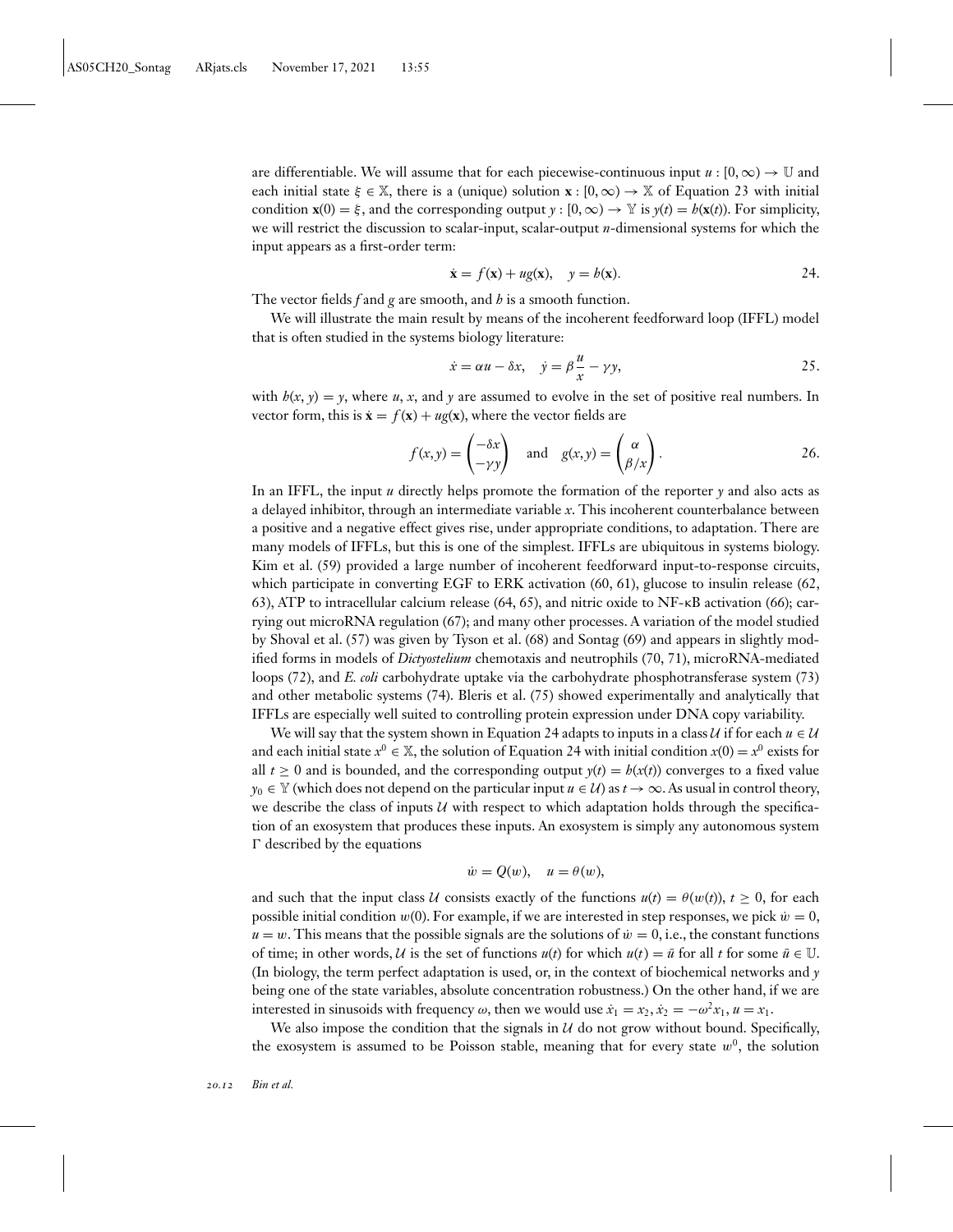are differentiable. We will assume that for each piecewise-continuous input $u : [0, \infty) \to \mathbb{U}$ and each initial state $\xi \in \mathbb{X}$, there is a (unique) solution $\mathbf{x} : [0, \infty) \to \mathbb{X}$ of Equation 23 with initial condition $\mathbf{x}(0) = \xi$, and the corresponding output $y : [0, \infty) \to \mathbb{Y}$ is $y(t) = h(\mathbf{x}(t))$. For simplicity, we will restrict the discussion to scalar-input, scalar-output $n$-dimensional systems for which the input appears as a first-order term:

$$\dot{\mathbf{x}} = f(\mathbf{x}) + ug(\mathbf{x}), \quad y = h(\mathbf{x}). \tag{24}$$

The vector fields $f$ and $g$ are smooth, and $h$ is a smooth function.

We will illustrate the main result by means of the incoherent feedforward loop (IFFL) model that is often studied in the systems biology literature:

$$\dot{x} = \alpha u - \delta x, \quad \dot{y} = \beta \frac{u}{x} - \gamma y, \tag{25}$$

with $h(x, y) = y$, where $u$, $x$, and $y$ are assumed to evolve in the set of positive real numbers. In vector form, this is $\dot{\mathbf{x}} = f(\mathbf{x}) + ug(\mathbf{x})$, where the vector fields are

$$f(x, y) = \begin{pmatrix} -\delta x \\ -\gamma y \end{pmatrix} \quad \text{and} \quad g(x, y) = \begin{pmatrix} \alpha \\ \beta / x \end{pmatrix}. \tag{26}$$

In an IFFL, the input $u$ directly helps promote the formation of the reporter $y$ and also acts as a delayed inhibitor, through an intermediate variable $x$. This incoherent counterbalance between a positive and a negative effect gives rise, under appropriate conditions, to adaptation. There are many models of IFFLs, but this is one of the simplest. IFFLs are ubiquitous in systems biology. Kim et al. (59) provided a large number of incoherent feedforward input-to-response circuits, which participate in converting EGF to ERK activation (60, 61), glucose to insulin release (62, 63), ATP to intracellular calcium release (64, 65), and nitric oxide to NF-κB activation (66); carrying out microRNA regulation (67); and many other processes. A variation of the model studied by Shoval et al. (57) was given by Tyson et al. (68) and Sontag (69) and appears in slightly modified forms in models of *Dictyostelium* chemotaxis and neutrophils (70, 71), microRNA-mediated loops (72), and *E. coli* carbohydrate uptake via the carbohydrate phosphotransferase system (73) and other metabolic systems (74). Bleris et al. (75) showed experimentally and analytically that IFFLs are especially well suited to controlling protein expression under DNA copy variability.

We will say that the system shown in Equation 24 adapts to inputs in a class $\mathcal{U}$ if for each $u \in \mathcal{U}$ and each initial state $x^0 \in \mathbb{X}$, the solution of Equation 24 with initial condition $x(0) = x^0$ exists for all $t \geq 0$ and is bounded, and the corresponding output $y(t) = h(x(t))$ converges to a fixed value $y_0 \in \mathbb{Y}$ (which does not depend on the particular input $u \in \mathcal{U}$) as $t \to \infty$. As usual in control theory, we describe the class of inputs $\mathcal{U}$ with respect to which adaptation holds through the specification of an exosystem that produces these inputs. An exosystem is simply any autonomous system $\Gamma$ described by the equations

$$\dot{w} = Q(w), \quad u = \theta(w),$$

and such that the input class $\mathcal{U}$ consists exactly of the functions $u(t) = \theta(w(t))$, $t \geq 0$, for each possible initial condition $w(0)$. For example, if we are interested in step responses, we pick $\dot{w} = 0$, $u = w$. This means that the possible signals are the solutions of $\dot{w} = 0$, i.e., the constant functions of time; in other words, $\mathcal{U}$ is the set of functions $u(t)$ for which $u(t) = \bar{u}$ for all $t$ for some $\bar{u} \in \mathbb{U}$. (In biology, the term perfect adaptation is used, or, in the context of biochemical networks and $y$ being one of the state variables, absolute concentration robustness.) On the other hand, if we are interested in sinusoids with frequency $\omega$, then we would use $\dot{x}_1 = x_2$, $\dot{x}_2 = -\omega^2 x_1$, $u = x_1$.

We also impose the condition that the signals in $\mathcal{U}$ do not grow without bound. Specifically, the exosystem is assumed to be Poisson stable, meaning that for every state $w^0$, the solution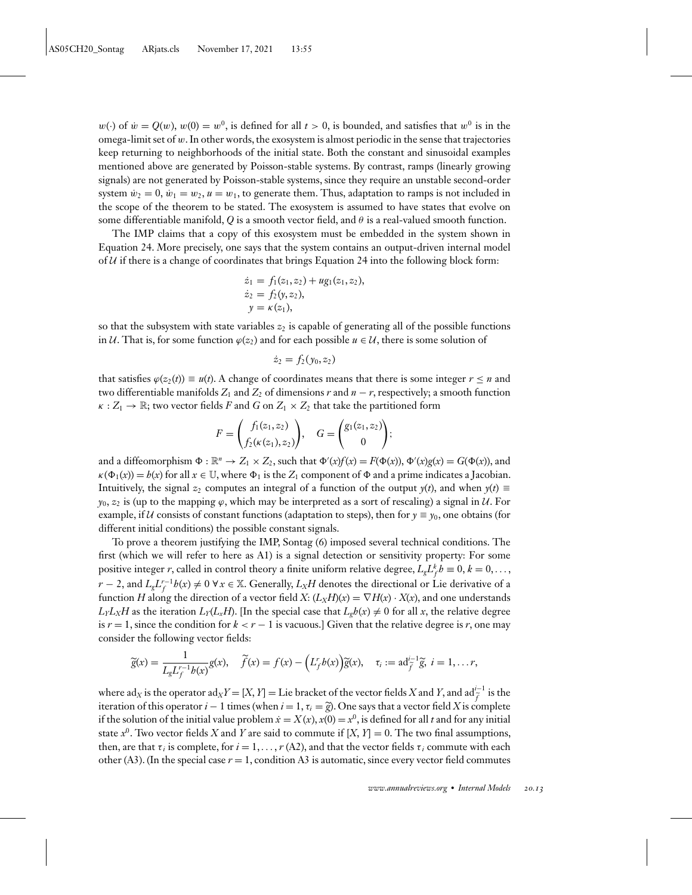$w(\cdot)$ of $\dot{w} = Q(w)$, $w(0) = w^0$, is defined for all $t > 0$, is bounded, and satisfies that $w^0$ is in the omega-limit set of $w$. In other words, the exosystem is almost periodic in the sense that trajectories keep returning to neighborhoods of the initial state. Both the constant and sinusoidal examples mentioned above are generated by Poisson-stable systems. By contrast, ramps (linearly growing signals) are not generated by Poisson-stable systems, since they require an unstable second-order system $\dot{w}_2 = 0$, $\dot{w}_1 = w_2$, $u = w_1$, to generate them. Thus, adaptation to ramps is not included in the scope of the theorem to be stated. The exosystem is assumed to have states that evolve on some differentiable manifold, $Q$ is a smooth vector field, and $\theta$ is a real-valued smooth function.

The IMP claims that a copy of this exosystem must be embedded in the system shown in Equation 24. More precisely, one says that the system contains an output-driven internal model of $\mathcal{U}$ if there is a change of coordinates that brings Equation 24 into the following block form:

$$
\begin{aligned}
\dot{z}_1 &= f_1(z_1, z_2) + u g_1(z_1, z_2),\\
\dot{z}_2 &= f_2(y, z_2),\\
y &= \kappa(z_1),
\end{aligned}
$$

so that the subsystem with state variables $z_2$ is capable of generating all of the possible functions in $\mathcal{U}$. That is, for some function $\varphi(z_2)$ and for each possible $u \in \mathcal{U}$, there is some solution of

$$
\dot{z}_2 = f_2(y_0, z_2)
$$

that satisfies $\varphi(z_2(t)) \equiv u(t)$. A change of coordinates means that there is some integer $r \leq n$ and two differentiable manifolds $Z_1$ and $Z_2$ of dimensions $r$ and $n - r$, respectively; a smooth function $\kappa : Z_1 \to \mathbb{R}$; two vector fields $F$ and $G$ on $Z_1 \times Z_2$ that take the partitioned form

$$
F = \begin{pmatrix} f_1(z_1, z_2) \\ f_2(\kappa(z_1), z_2) \end{pmatrix}, \quad G = \begin{pmatrix} g_1(z_1, z_2) \\ 0 \end{pmatrix};
$$

and a diffeomorphism $\Phi : \mathbb{R}^n \to Z_1 \times Z_2$, such that $\Phi'(x) f(x) = F(\Phi(x))$, $\Phi'(x) g(x) = G(\Phi(x))$, and $\kappa(\Phi_1(x)) = h(x)$ for all $x \in \mathbb{U}$, where $\Phi_1$ is the $Z_1$ component of $\Phi$ and a prime indicates a Jacobian. Intuitively, the signal $z_2$ computes an integral of a function of the output $y(t)$, and when $y(t) \equiv y_0$, $z_2$ is (up to the mapping $\varphi$, which may be interpreted as a sort of rescaling) a signal in $\mathcal{U}$. For example, if $\mathcal{U}$ consists of constant functions (adaptation to steps), then for $y \equiv y_0$, one obtains (for different initial conditions) the possible constant signals.

To prove a theorem justifying the IMP, Sontag (6) imposed several technical conditions. The first (which we will refer to here as A1) is a signal detection or sensitivity property: For some positive integer $r$, called in control theory a finite uniform relative degree, $L_g L_f^k h \equiv 0$, $k = 0, \ldots, r - 2$, and $L_g L_f^{r-1} h(x) \neq 0 \ \forall x \in \mathbb{X}$. Generally, $L_X H$ denotes the directional or Lie derivative of a function $H$ along the direction of a vector field $X$: $(L_X H)(x) = \nabla H(x) \cdot X(x)$, and one understands $L_Y L_X H$ as the iteration $L_Y(L_x H)$. [In the special case that $L_g h(x) \neq 0$ for all $x$, the relative degree is $r = 1$, since the condition for $k < r - 1$ is vacuous.] Given that the relative degree is $r$, one may consider the following vector fields:

$$
\widetilde{g}(x) = \frac{1}{L_g L_f^{r-1} h(x)} g(x), \quad \widetilde{f}(x) = f(x) - \left(L_f^r h(x)\right) \widetilde{g}(x), \quad \tau_i := \mathrm{ad}_{\widetilde{f}}^{i-1} \widetilde{g}, \ i = 1, \ldots r,
$$

where $\mathrm{ad}_X$ is the operator $\mathrm{ad}_X Y = [X, Y] =$ Lie bracket of the vector fields $X$ and $Y$, and $\mathrm{ad}_{\widetilde{f}}^{i-1}$ is the iteration of this operator $i - 1$ times (when $i = 1$, $\tau_i = \widetilde{g}$). One says that a vector field $X$ is complete if the solution of the initial value problem $\dot{x} = X(x)$, $x(0) = x^0$, is defined for all $t$ and for any initial state $x^0$. Two vector fields $X$ and $Y$ are said to commute if $[X, Y] = 0$. The two final assumptions, then, are that $\tau_i$ is complete, for $i = 1, \ldots, r$ (A2), and that the vector fields $\tau_i$ commute with each other (A3). (In the special case $r = 1$, condition A3 is automatic, since every vector field commutes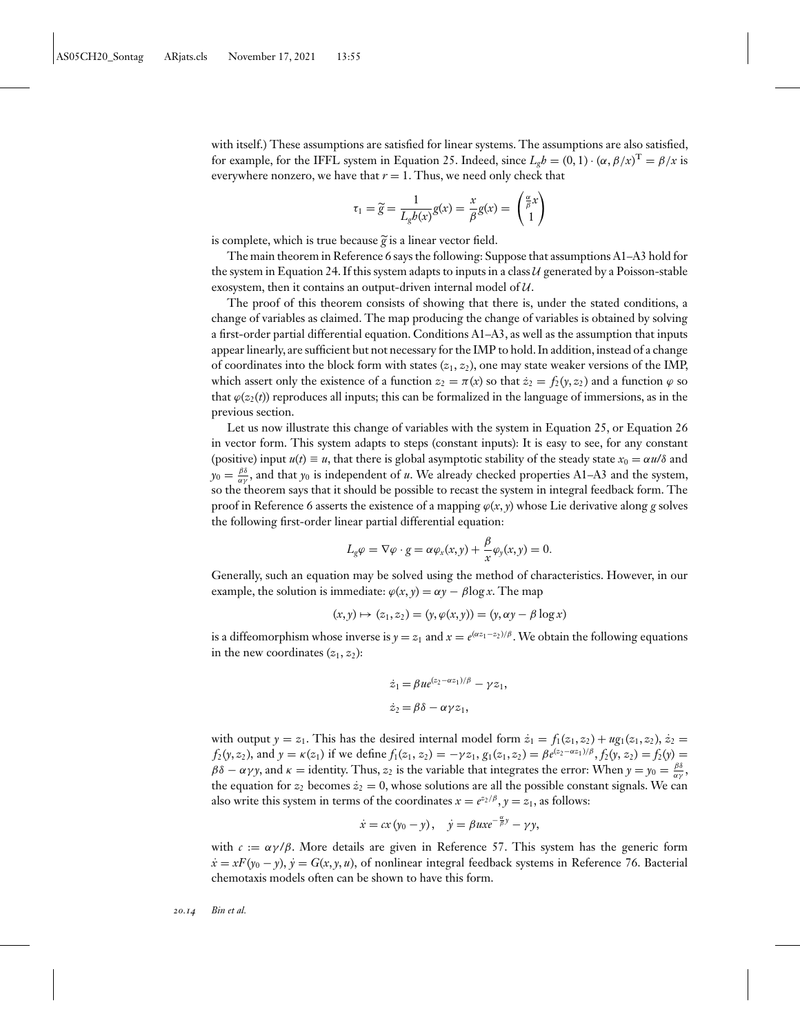with itself.) These assumptions are satisfied for linear systems. The assumptions are also satisfied, for example, for the IFFL system in Equation 25. Indeed, since $L_g h = (0, 1) \cdot (\alpha, \beta/x)^{\mathrm{T}} = \beta/x$ is everywhere nonzero, we have that $r = 1$. Thus, we need only check that

$$\tau_1 = \widetilde{g} = \frac{1}{L_g h(x)} g(x) = \frac{x}{\beta} g(x) = \begin{pmatrix} \frac{\alpha}{\beta} x \\ 1 \end{pmatrix}$$

is complete, which is true because $\widetilde{g}$ is a linear vector field.

The main theorem in Reference 6 says the following: Suppose that assumptions A1–A3 hold for the system in Equation 24. If this system adapts to inputs in a class $\mathcal{U}$ generated by a Poisson-stable exosystem, then it contains an output-driven internal model of $\mathcal{U}$.

The proof of this theorem consists of showing that there is, under the stated conditions, a change of variables as claimed. The map producing the change of variables is obtained by solving a first-order partial differential equation. Conditions A1–A3, as well as the assumption that inputs appear linearly, are sufficient but not necessary for the IMP to hold. In addition, instead of a change of coordinates into the block form with states $(z_1, z_2)$, one may state weaker versions of the IMP, which assert only the existence of a function $z_2 = \pi(x)$ so that $\dot{z}_2 = f_2(y, z_2)$ and a function $\varphi$ so that $\varphi(z_2(t))$ reproduces all inputs; this can be formalized in the language of immersions, as in the previous section.

Let us now illustrate this change of variables with the system in Equation 25, or Equation 26 in vector form. This system adapts to steps (constant inputs): It is easy to see, for any constant (positive) input $u(t) \equiv u$, that there is global asymptotic stability of the steady state $x_0 = \alpha u/\delta$ and $y_0 = \frac{\beta\delta}{\alpha\gamma}$, and that $y_0$ is independent of $u$. We already checked properties A1–A3 and the system, so the theorem says that it should be possible to recast the system in integral feedback form. The proof in Reference 6 asserts the existence of a mapping $\varphi(x, y)$ whose Lie derivative along $g$ solves the following first-order linear partial differential equation:

$$L_g \varphi = \nabla\varphi \cdot g = \alpha \varphi_x(x, y) + \frac{\beta}{x} \varphi_y(x, y) = 0.$$

Generally, such an equation may be solved using the method of characteristics. However, in our example, the solution is immediate: $\varphi(x, y) = \alpha y - \beta \log x$. The map

$$(x, y) \mapsto (z_1, z_2) = (y, \varphi(x, y)) = (y, \alpha y - \beta \log x)$$

is a diffeomorphism whose inverse is $y = z_1$ and $x = e^{(\alpha z_1 - z_2)/\beta}$. We obtain the following equations in the new coordinates $(z_1, z_2)$:

$$\dot{z}_1 = \beta u e^{(z_2 - \alpha z_1)/\beta} - \gamma z_1,$$
$$\dot{z}_2 = \beta\delta - \alpha\gamma z_1,$$

with output $y = z_1$. This has the desired internal model form $\dot{z}_1 = f_1(z_1, z_2) + u g_1(z_1, z_2)$, $\dot{z}_2 = f_2(y, z_2)$, and $y = \kappa(z_1)$ if we define $f_1(z_1, z_2) = -\gamma z_1$, $g_1(z_1, z_2) = \beta e^{(z_2 - \alpha z_1)/\beta}$, $f_2(y, z_2) = f_2(y) = \beta\delta - \alpha\gamma y$, and $\kappa =$ identity. Thus, $z_2$ is the variable that integrates the error: When $y = y_0 = \frac{\beta\delta}{\alpha\gamma}$, the equation for $z_2$ becomes $\dot{z}_2 = 0$, whose solutions are all the possible constant signals. We can also write this system in terms of the coordinates $x = e^{z_2/\beta}$, $y = z_1$, as follows:

$$\dot{x} = cx\,(y_0 - y), \quad \dot{y} = \beta u x e^{-\frac{\alpha}{\beta} y} - \gamma y,$$

with $c := \alpha\gamma/\beta$. More details are given in Reference 57. This system has the generic form $\dot{x} = xF(y_0 - y)$, $\dot{y} = G(x, y, u)$, of nonlinear integral feedback systems in Reference 76. Bacterial chemotaxis models often can be shown to have this form.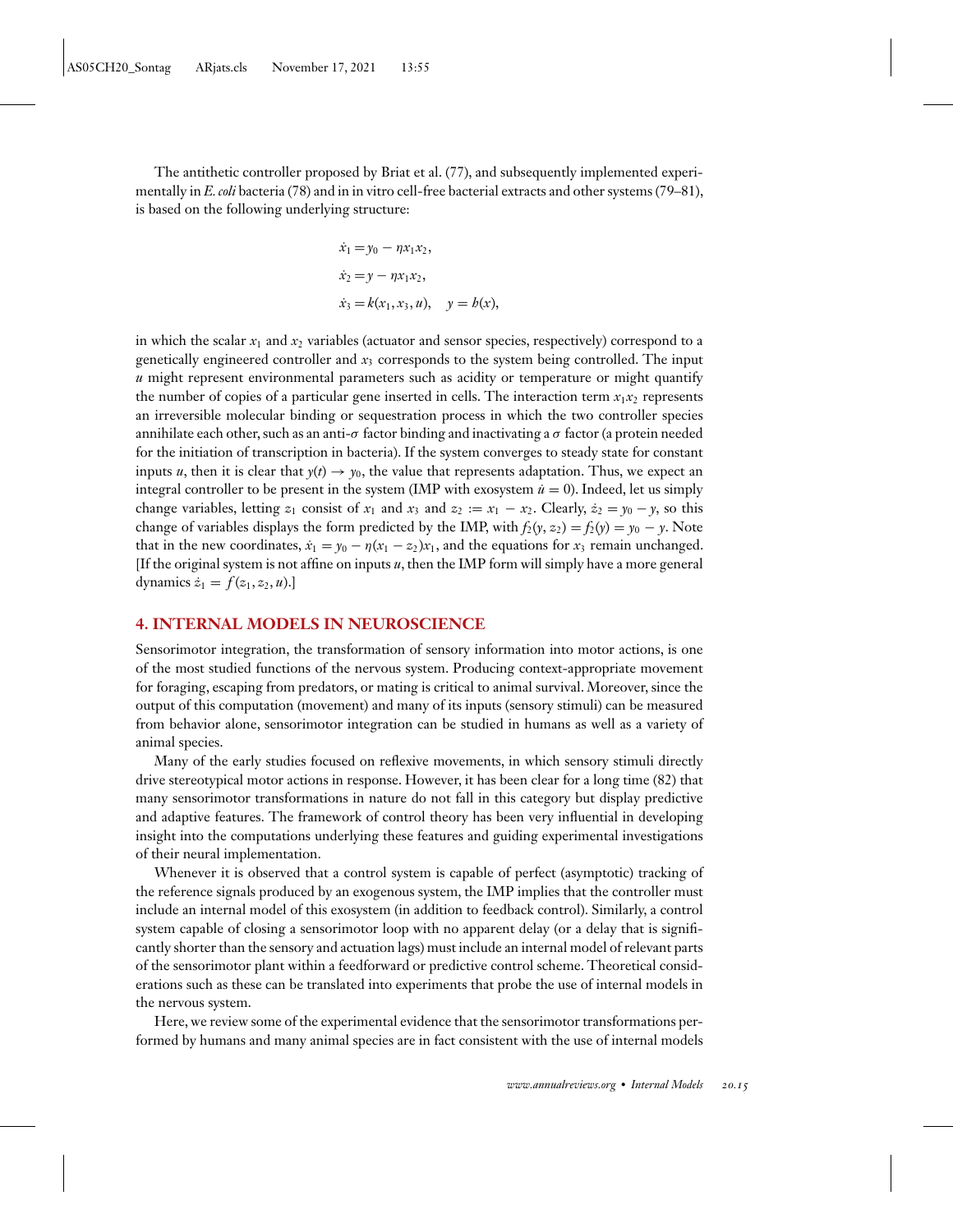The antithetic controller proposed by Briat et al. (77), and subsequently implemented experimentally in *E. coli* bacteria (78) and in in vitro cell-free bacterial extracts and other systems (79–81), is based on the following underlying structure:

$$\dot{x}_1 = y_0 - \eta x_1 x_2,$$

$$\dot{x}_2 = y - \eta x_1 x_2,$$

$$\dot{x}_3 = k(x_1, x_3, u), \quad y = h(x),$$

in which the scalar $x_1$ and $x_2$ variables (actuator and sensor species, respectively) correspond to a genetically engineered controller and $x_3$ corresponds to the system being controlled. The input $u$ might represent environmental parameters such as acidity or temperature or might quantify the number of copies of a particular gene inserted in cells. The interaction term $x_1 x_2$ represents an irreversible molecular binding or sequestration process in which the two controller species annihilate each other, such as an anti-$\sigma$ factor binding and inactivating a $\sigma$ factor (a protein needed for the initiation of transcription in bacteria). If the system converges to steady state for constant inputs $u$, then it is clear that $y(t) \to y_0$, the value that represents adaptation. Thus, we expect an integral controller to be present in the system (IMP with exosystem $\dot{u} = 0$). Indeed, let us simply change variables, letting $z_1$ consist of $x_1$ and $x_3$ and $z_2 := x_1 - x_2$. Clearly, $\dot{z}_2 = y_0 - y$, so this change of variables displays the form predicted by the IMP, with $f_2(y, z_2) = f_2(y) = y_0 - y$. Note that in the new coordinates, $\dot{x}_1 = y_0 - \eta(x_1 - z_2)x_1$, and the equations for $x_3$ remain unchanged. [If the original system is not affine on inputs $u$, then the IMP form will simply have a more general dynamics $\dot{z}_1 = f(z_1, z_2, u)$.]

## 4. INTERNAL MODELS IN NEUROSCIENCE

Sensorimotor integration, the transformation of sensory information into motor actions, is one of the most studied functions of the nervous system. Producing context-appropriate movement for foraging, escaping from predators, or mating is critical to animal survival. Moreover, since the output of this computation (movement) and many of its inputs (sensory stimuli) can be measured from behavior alone, sensorimotor integration can be studied in humans as well as a variety of animal species.

Many of the early studies focused on reflexive movements, in which sensory stimuli directly drive stereotypical motor actions in response. However, it has been clear for a long time (82) that many sensorimotor transformations in nature do not fall in this category but display predictive and adaptive features. The framework of control theory has been very influential in developing insight into the computations underlying these features and guiding experimental investigations of their neural implementation.

Whenever it is observed that a control system is capable of perfect (asymptotic) tracking of the reference signals produced by an exogenous system, the IMP implies that the controller must include an internal model of this exosystem (in addition to feedback control). Similarly, a control system capable of closing a sensorimotor loop with no apparent delay (or a delay that is significantly shorter than the sensory and actuation lags) must include an internal model of relevant parts of the sensorimotor plant within a feedforward or predictive control scheme. Theoretical considerations such as these can be translated into experiments that probe the use of internal models in the nervous system.

Here, we review some of the experimental evidence that the sensorimotor transformations performed by humans and many animal species are in fact consistent with the use of internal models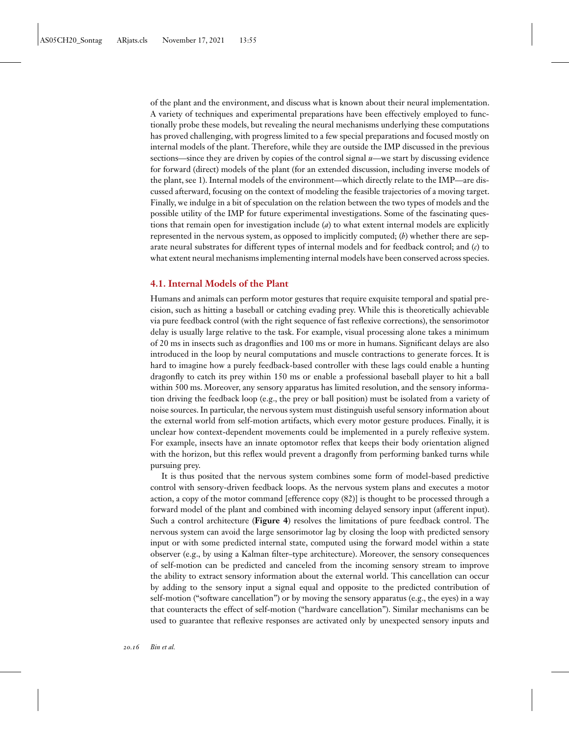of the plant and the environment, and discuss what is known about their neural implementation. A variety of techniques and experimental preparations have been effectively employed to functionally probe these models, but revealing the neural mechanisms underlying these computations has proved challenging, with progress limited to a few special preparations and focused mostly on internal models of the plant. Therefore, while they are outside the IMP discussed in the previous sections—since they are driven by copies of the control signal $u$—we start by discussing evidence for forward (direct) models of the plant (for an extended discussion, including inverse models of the plant, see 1). Internal models of the environment—which directly relate to the IMP—are discussed afterward, focusing on the context of modeling the feasible trajectories of a moving target. Finally, we indulge in a bit of speculation on the relation between the two types of models and the possible utility of the IMP for future experimental investigations. Some of the fascinating questions that remain open for investigation include (*a*) to what extent internal models are explicitly represented in the nervous system, as opposed to implicitly computed; (*b*) whether there are separate neural substrates for different types of internal models and for feedback control; and (*c*) to what extent neural mechanisms implementing internal models have been conserved across species.

### 4.1. Internal Models of the Plant

Humans and animals can perform motor gestures that require exquisite temporal and spatial precision, such as hitting a baseball or catching evading prey. While this is theoretically achievable via pure feedback control (with the right sequence of fast reflexive corrections), the sensorimotor delay is usually large relative to the task. For example, visual processing alone takes a minimum of 20 ms in insects such as dragonflies and 100 ms or more in humans. Significant delays are also introduced in the loop by neural computations and muscle contractions to generate forces. It is hard to imagine how a purely feedback-based controller with these lags could enable a hunting dragonfly to catch its prey within 150 ms or enable a professional baseball player to hit a ball within 500 ms. Moreover, any sensory apparatus has limited resolution, and the sensory information driving the feedback loop (e.g., the prey or ball position) must be isolated from a variety of noise sources. In particular, the nervous system must distinguish useful sensory information about the external world from self-motion artifacts, which every motor gesture produces. Finally, it is unclear how context-dependent movements could be implemented in a purely reflexive system. For example, insects have an innate optomotor reflex that keeps their body orientation aligned with the horizon, but this reflex would prevent a dragonfly from performing banked turns while pursuing prey.

It is thus posited that the nervous system combines some form of model-based predictive control with sensory-driven feedback loops. As the nervous system plans and executes a motor action, a copy of the motor command [efference copy (82)] is thought to be processed through a forward model of the plant and combined with incoming delayed sensory input (afferent input). Such a control architecture (**Figure 4**) resolves the limitations of pure feedback control. The nervous system can avoid the large sensorimotor lag by closing the loop with predicted sensory input or with some predicted internal state, computed using the forward model within a state observer (e.g., by using a Kalman filter–type architecture). Moreover, the sensory consequences of self-motion can be predicted and canceled from the incoming sensory stream to improve the ability to extract sensory information about the external world. This cancellation can occur by adding to the sensory input a signal equal and opposite to the predicted contribution of self-motion ("software cancellation") or by moving the sensory apparatus (e.g., the eyes) in a way that counteracts the effect of self-motion ("hardware cancellation"). Similar mechanisms can be used to guarantee that reflexive responses are activated only by unexpected sensory inputs and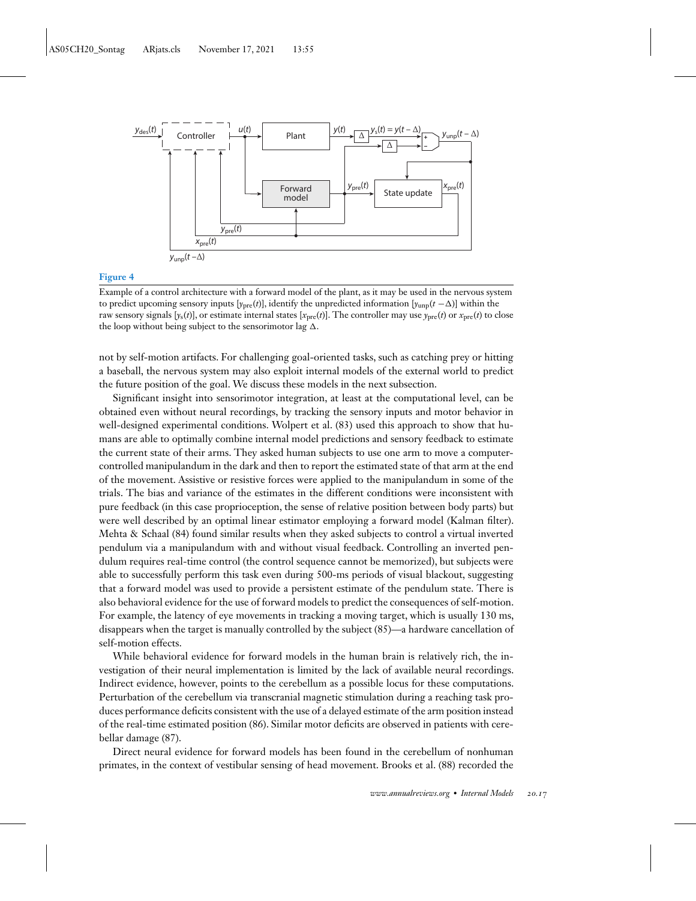**Figure 4**

Example of a control architecture with a forward model of the plant, as it may be used in the nervous system to predict upcoming sensory inputs [$y_{\text{pre}}(t)$], identify the unpredicted information [$y_{\text{unp}}(t-\Delta)$] within the raw sensory signals [$y_s(t)$], or estimate internal states [$x_{\text{pre}}(t)$]. The controller may use $y_{\text{pre}}(t)$ or $x_{\text{pre}}(t)$ to close the loop without being subject to the sensorimotor lag $\Delta$.

not by self-motion artifacts. For challenging goal-oriented tasks, such as catching prey or hitting a baseball, the nervous system may also exploit internal models of the external world to predict the future position of the goal. We discuss these models in the next subsection.

Significant insight into sensorimotor integration, at least at the computational level, can be obtained even without neural recordings, by tracking the sensory inputs and motor behavior in well-designed experimental conditions. Wolpert et al. (83) used this approach to show that humans are able to optimally combine internal model predictions and sensory feedback to estimate the current state of their arms. They asked human subjects to use one arm to move a computer-controlled manipulandum in the dark and then to report the estimated state of that arm at the end of the movement. Assistive or resistive forces were applied to the manipulandum in some of the trials. The bias and variance of the estimates in the different conditions were inconsistent with pure feedback (in this case proprioception, the sense of relative position between body parts) but were well described by an optimal linear estimator employing a forward model (Kalman filter). Mehta & Schaal (84) found similar results when they asked subjects to control a virtual inverted pendulum via a manipulandum with and without visual feedback. Controlling an inverted pendulum requires real-time control (the control sequence cannot be memorized), but subjects were able to successfully perform this task even during 500-ms periods of visual blackout, suggesting that a forward model was used to provide a persistent estimate of the pendulum state. There is also behavioral evidence for the use of forward models to predict the consequences of self-motion. For example, the latency of eye movements in tracking a moving target, which is usually 130 ms, disappears when the target is manually controlled by the subject (85)—a hardware cancellation of self-motion effects.

While behavioral evidence for forward models in the human brain is relatively rich, the investigation of their neural implementation is limited by the lack of available neural recordings. Indirect evidence, however, points to the cerebellum as a possible locus for these computations. Perturbation of the cerebellum via transcranial magnetic stimulation during a reaching task produces performance deficits consistent with the use of a delayed estimate of the arm position instead of the real-time estimated position (86). Similar motor deficits are observed in patients with cerebellar damage (87).

Direct neural evidence for forward models has been found in the cerebellum of nonhuman primates, in the context of vestibular sensing of head movement. Brooks et al. (88) recorded the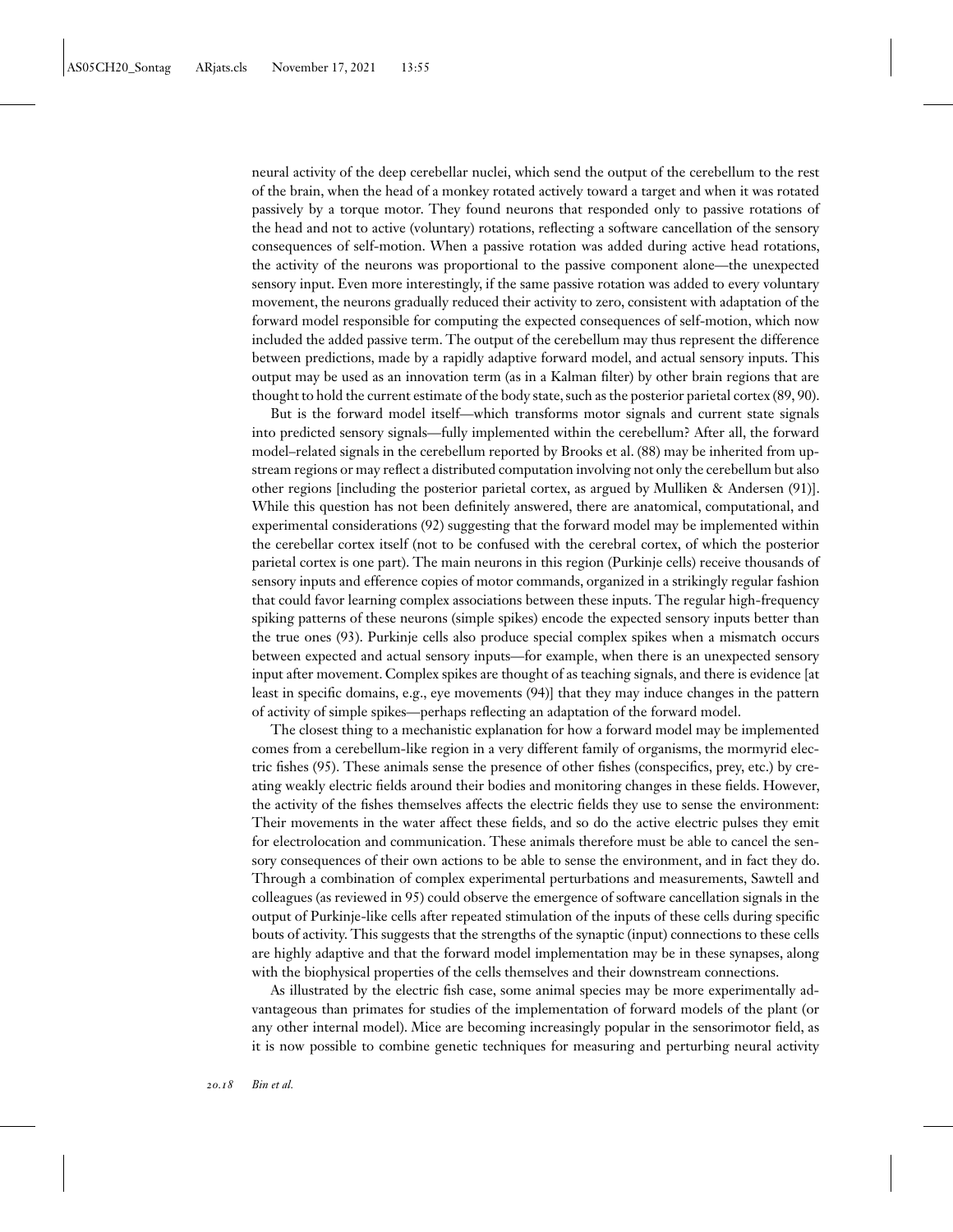neural activity of the deep cerebellar nuclei, which send the output of the cerebellum to the rest of the brain, when the head of a monkey rotated actively toward a target and when it was rotated passively by a torque motor. They found neurons that responded only to passive rotations of the head and not to active (voluntary) rotations, reflecting a software cancellation of the sensory consequences of self-motion. When a passive rotation was added during active head rotations, the activity of the neurons was proportional to the passive component alone—the unexpected sensory input. Even more interestingly, if the same passive rotation was added to every voluntary movement, the neurons gradually reduced their activity to zero, consistent with adaptation of the forward model responsible for computing the expected consequences of self-motion, which now included the added passive term. The output of the cerebellum may thus represent the difference between predictions, made by a rapidly adaptive forward model, and actual sensory inputs. This output may be used as an innovation term (as in a Kalman filter) by other brain regions that are thought to hold the current estimate of the body state, such as the posterior parietal cortex (89, 90).

But is the forward model itself—which transforms motor signals and current state signals into predicted sensory signals—fully implemented within the cerebellum? After all, the forward model–related signals in the cerebellum reported by Brooks et al. (88) may be inherited from upstream regions or may reflect a distributed computation involving not only the cerebellum but also other regions [including the posterior parietal cortex, as argued by Mulliken & Andersen (91)]. While this question has not been definitely answered, there are anatomical, computational, and experimental considerations (92) suggesting that the forward model may be implemented within the cerebellar cortex itself (not to be confused with the cerebral cortex, of which the posterior parietal cortex is one part). The main neurons in this region (Purkinje cells) receive thousands of sensory inputs and efference copies of motor commands, organized in a strikingly regular fashion that could favor learning complex associations between these inputs. The regular high-frequency spiking patterns of these neurons (simple spikes) encode the expected sensory inputs better than the true ones (93). Purkinje cells also produce special complex spikes when a mismatch occurs between expected and actual sensory inputs—for example, when there is an unexpected sensory input after movement. Complex spikes are thought of as teaching signals, and there is evidence [at least in specific domains, e.g., eye movements (94)] that they may induce changes in the pattern of activity of simple spikes—perhaps reflecting an adaptation of the forward model.

The closest thing to a mechanistic explanation for how a forward model may be implemented comes from a cerebellum-like region in a very different family of organisms, the mormyrid electric fishes (95). These animals sense the presence of other fishes (conspecifics, prey, etc.) by creating weakly electric fields around their bodies and monitoring changes in these fields. However, the activity of the fishes themselves affects the electric fields they use to sense the environment: Their movements in the water affect these fields, and so do the active electric pulses they emit for electrolocation and communication. These animals therefore must be able to cancel the sensory consequences of their own actions to be able to sense the environment, and in fact they do. Through a combination of complex experimental perturbations and measurements, Sawtell and colleagues (as reviewed in 95) could observe the emergence of software cancellation signals in the output of Purkinje-like cells after repeated stimulation of the inputs of these cells during specific bouts of activity. This suggests that the strengths of the synaptic (input) connections to these cells are highly adaptive and that the forward model implementation may be in these synapses, along with the biophysical properties of the cells themselves and their downstream connections.

As illustrated by the electric fish case, some animal species may be more experimentally advantageous than primates for studies of the implementation of forward models of the plant (or any other internal model). Mice are becoming increasingly popular in the sensorimotor field, as it is now possible to combine genetic techniques for measuring and perturbing neural activity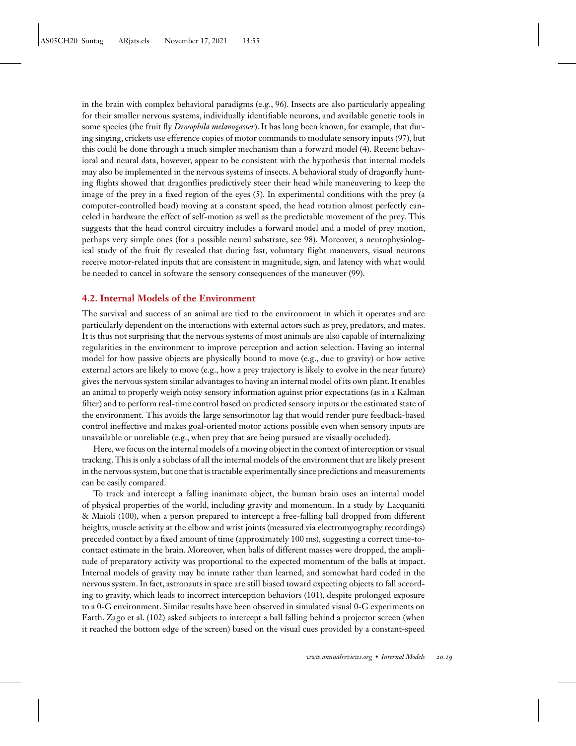in the brain with complex behavioral paradigms (e.g., 96). Insects are also particularly appealing for their smaller nervous systems, individually identifiable neurons, and available genetic tools in some species (the fruit fly *Drosophila melanogaster*). It has long been known, for example, that during singing, crickets use efference copies of motor commands to modulate sensory inputs (97), but this could be done through a much simpler mechanism than a forward model (4). Recent behavioral and neural data, however, appear to be consistent with the hypothesis that internal models may also be implemented in the nervous systems of insects. A behavioral study of dragonfly hunting flights showed that dragonflies predictively steer their head while maneuvering to keep the image of the prey in a fixed region of the eyes (5). In experimental conditions with the prey (a computer-controlled bead) moving at a constant speed, the head rotation almost perfectly canceled in hardware the effect of self-motion as well as the predictable movement of the prey. This suggests that the head control circuitry includes a forward model and a model of prey motion, perhaps very simple ones (for a possible neural substrate, see 98). Moreover, a neurophysiological study of the fruit fly revealed that during fast, voluntary flight maneuvers, visual neurons receive motor-related inputs that are consistent in magnitude, sign, and latency with what would be needed to cancel in software the sensory consequences of the maneuver (99).

### 4.2. Internal Models of the Environment

The survival and success of an animal are tied to the environment in which it operates and are particularly dependent on the interactions with external actors such as prey, predators, and mates. It is thus not surprising that the nervous systems of most animals are also capable of internalizing regularities in the environment to improve perception and action selection. Having an internal model for how passive objects are physically bound to move (e.g., due to gravity) or how active external actors are likely to move (e.g., how a prey trajectory is likely to evolve in the near future) gives the nervous system similar advantages to having an internal model of its own plant. It enables an animal to properly weigh noisy sensory information against prior expectations (as in a Kalman filter) and to perform real-time control based on predicted sensory inputs or the estimated state of the environment. This avoids the large sensorimotor lag that would render pure feedback-based control ineffective and makes goal-oriented motor actions possible even when sensory inputs are unavailable or unreliable (e.g., when prey that are being pursued are visually occluded).

Here, we focus on the internal models of a moving object in the context of interception or visual tracking. This is only a subclass of all the internal models of the environment that are likely present in the nervous system, but one that is tractable experimentally since predictions and measurements can be easily compared.

To track and intercept a falling inanimate object, the human brain uses an internal model of physical properties of the world, including gravity and momentum. In a study by Lacquaniti & Maioli (100), when a person prepared to intercept a free-falling ball dropped from different heights, muscle activity at the elbow and wrist joints (measured via electromyography recordings) preceded contact by a fixed amount of time (approximately 100 ms), suggesting a correct time-to-contact estimate in the brain. Moreover, when balls of different masses were dropped, the amplitude of preparatory activity was proportional to the expected momentum of the balls at impact. Internal models of gravity may be innate rather than learned, and somewhat hard coded in the nervous system. In fact, astronauts in space are still biased toward expecting objects to fall according to gravity, which leads to incorrect interception behaviors (101), despite prolonged exposure to a 0-G environment. Similar results have been observed in simulated visual 0-G experiments on Earth. Zago et al. (102) asked subjects to intercept a ball falling behind a projector screen (when it reached the bottom edge of the screen) based on the visual cues provided by a constant-speed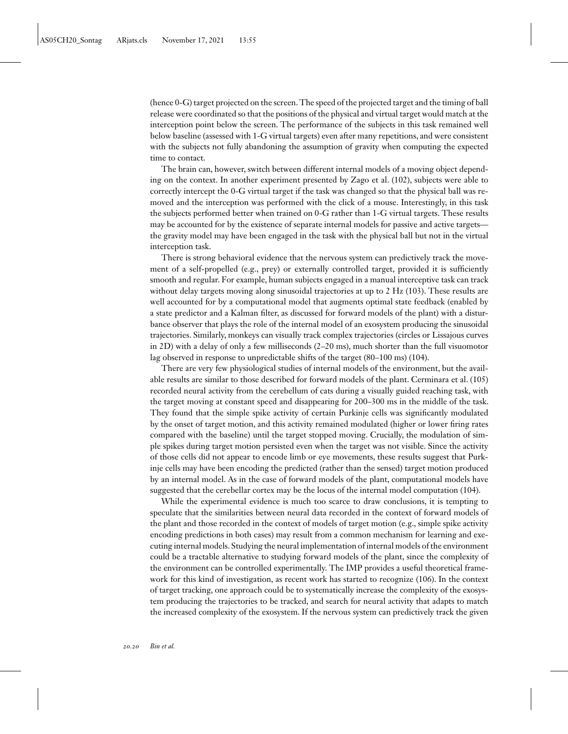(hence 0-G) target projected on the screen. The speed of the projected target and the timing of ball release were coordinated so that the positions of the physical and virtual target would match at the interception point below the screen. The performance of the subjects in this task remained well below baseline (assessed with 1-G virtual targets) even after many repetitions, and were consistent with the subjects not fully abandoning the assumption of gravity when computing the expected time to contact.

The brain can, however, switch between different internal models of a moving object depending on the context. In another experiment presented by Zago et al. (102), subjects were able to correctly intercept the 0-G virtual target if the task was changed so that the physical ball was removed and the interception was performed with the click of a mouse. Interestingly, in this task the subjects performed better when trained on 0-G rather than 1-G virtual targets. These results may be accounted for by the existence of separate internal models for passive and active targets—the gravity model may have been engaged in the task with the physical ball but not in the virtual interception task.

There is strong behavioral evidence that the nervous system can predictively track the movement of a self-propelled (e.g., prey) or externally controlled target, provided it is sufficiently smooth and regular. For example, human subjects engaged in a manual interceptive task can track without delay targets moving along sinusoidal trajectories at up to 2 Hz (103). These results are well accounted for by a computational model that augments optimal state feedback (enabled by a state predictor and a Kalman filter, as discussed for forward models of the plant) with a disturbance observer that plays the role of the internal model of an exosystem producing the sinusoidal trajectories. Similarly, monkeys can visually track complex trajectories (circles or Lissajous curves in 2D) with a delay of only a few milliseconds (2–20 ms), much shorter than the full visuomotor lag observed in response to unpredictable shifts of the target (80–100 ms) (104).

There are very few physiological studies of internal models of the environment, but the available results are similar to those described for forward models of the plant. Cerminara et al. (105) recorded neural activity from the cerebellum of cats during a visually guided reaching task, with the target moving at constant speed and disappearing for 200–300 ms in the middle of the task. They found that the simple spike activity of certain Purkinje cells was significantly modulated by the onset of target motion, and this activity remained modulated (higher or lower firing rates compared with the baseline) until the target stopped moving. Crucially, the modulation of simple spikes during target motion persisted even when the target was not visible. Since the activity of those cells did not appear to encode limb or eye movements, these results suggest that Purkinje cells may have been encoding the predicted (rather than the sensed) target motion produced by an internal model. As in the case of forward models of the plant, computational models have suggested that the cerebellar cortex may be the locus of the internal model computation (104).

While the experimental evidence is much too scarce to draw conclusions, it is tempting to speculate that the similarities between neural data recorded in the context of forward models of the plant and those recorded in the context of models of target motion (e.g., simple spike activity encoding predictions in both cases) may result from a common mechanism for learning and executing internal models. Studying the neural implementation of internal models of the environment could be a tractable alternative to studying forward models of the plant, since the complexity of the environment can be controlled experimentally. The IMP provides a useful theoretical framework for this kind of investigation, as recent work has started to recognize (106). In the context of target tracking, one approach could be to systematically increase the complexity of the exosystem producing the trajectories to be tracked, and search for neural activity that adapts to match the increased complexity of the exosystem. If the nervous system can predictively track the given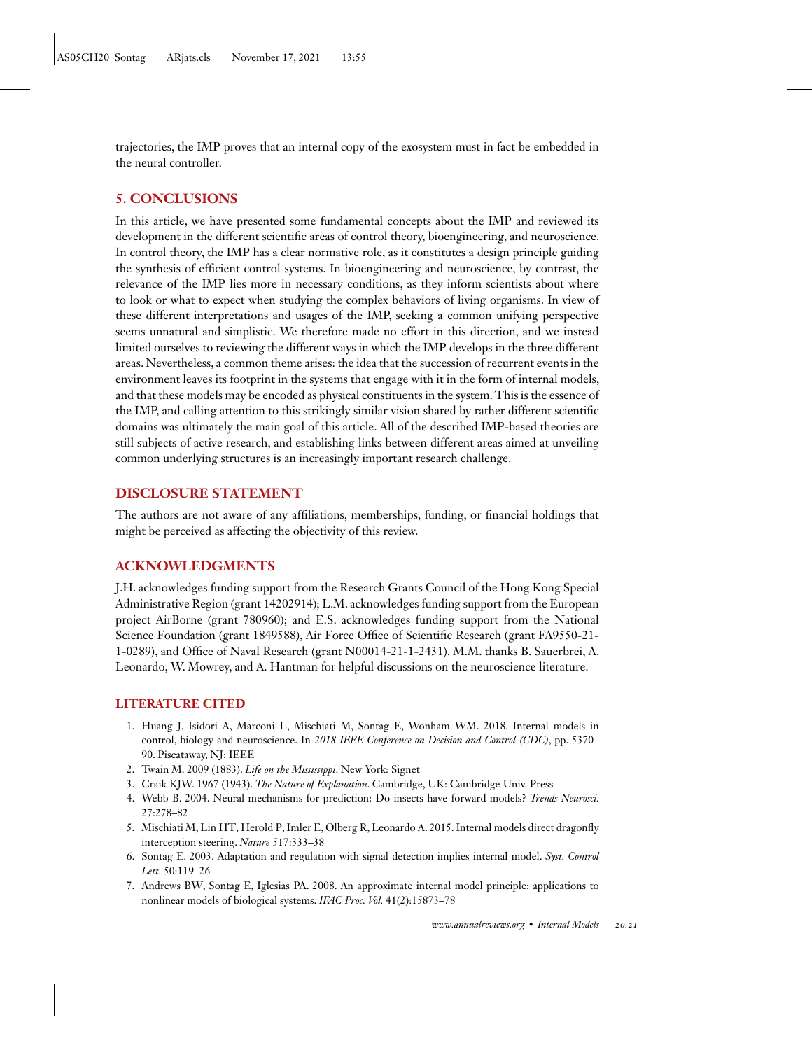trajectories, the IMP proves that an internal copy of the exosystem must in fact be embedded in the neural controller.

## 5. CONCLUSIONS

In this article, we have presented some fundamental concepts about the IMP and reviewed its development in the different scientific areas of control theory, bioengineering, and neuroscience. In control theory, the IMP has a clear normative role, as it constitutes a design principle guiding the synthesis of efficient control systems. In bioengineering and neuroscience, by contrast, the relevance of the IMP lies more in necessary conditions, as they inform scientists about where to look or what to expect when studying the complex behaviors of living organisms. In view of these different interpretations and usages of the IMP, seeking a common unifying perspective seems unnatural and simplistic. We therefore made no effort in this direction, and we instead limited ourselves to reviewing the different ways in which the IMP develops in the three different areas. Nevertheless, a common theme arises: the idea that the succession of recurrent events in the environment leaves its footprint in the systems that engage with it in the form of internal models, and that these models may be encoded as physical constituents in the system. This is the essence of the IMP, and calling attention to this strikingly similar vision shared by rather different scientific domains was ultimately the main goal of this article. All of the described IMP-based theories are still subjects of active research, and establishing links between different areas aimed at unveiling common underlying structures is an increasingly important research challenge.

## DISCLOSURE STATEMENT

The authors are not aware of any affiliations, memberships, funding, or financial holdings that might be perceived as affecting the objectivity of this review.

## ACKNOWLEDGMENTS

J.H. acknowledges funding support from the Research Grants Council of the Hong Kong Special Administrative Region (grant 14202914); L.M. acknowledges funding support from the European project AirBorne (grant 780960); and E.S. acknowledges funding support from the National Science Foundation (grant 1849588), Air Force Office of Scientific Research (grant FA9550-21-1-0289), and Office of Naval Research (grant N00014-21-1-2431). M.M. thanks B. Sauerbrei, A. Leonardo, W. Mowrey, and A. Hantman for helpful discussions on the neuroscience literature.

### LITERATURE CITED

1. Huang J, Isidori A, Marconi L, Mischiati M, Sontag E, Wonham WM. 2018. Internal models in control, biology and neuroscience. In *2018 IEEE Conference on Decision and Control (CDC)*, pp. 5370–90. Piscataway, NJ: IEEE
2. Twain M. 2009 (1883). *Life on the Mississippi*. New York: Signet
3. Craik KJW. 1967 (1943). *The Nature of Explanation*. Cambridge, UK: Cambridge Univ. Press
4. Webb B. 2004. Neural mechanisms for prediction: Do insects have forward models? *Trends Neurosci.* 27:278–82
5. Mischiati M, Lin HT, Herold P, Imler E, Olberg R, Leonardo A. 2015. Internal models direct dragonfly interception steering. *Nature* 517:333–38
6. Sontag E. 2003. Adaptation and regulation with signal detection implies internal model. *Syst. Control Lett.* 50:119–26
7. Andrews BW, Sontag E, Iglesias PA. 2008. An approximate internal model principle: applications to nonlinear models of biological systems. *IFAC Proc. Vol.* 41(2):15873–78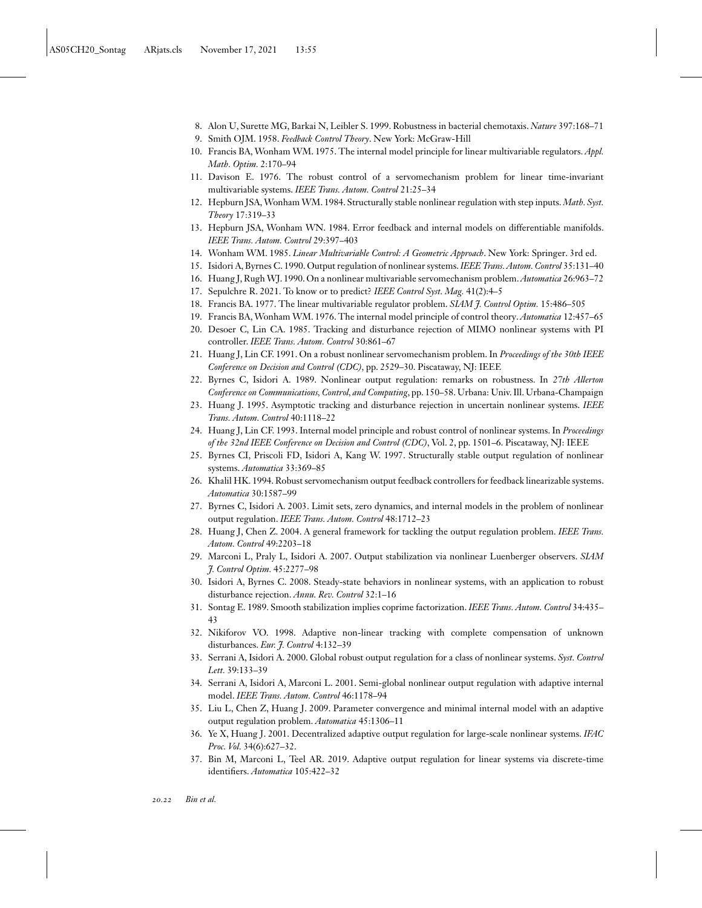8. Alon U, Surette MG, Barkai N, Leibler S. 1999. Robustness in bacterial chemotaxis. *Nature* 397:168–71
9. Smith OJM. 1958. *Feedback Control Theory*. New York: McGraw-Hill
10. Francis BA, Wonham WM. 1975. The internal model principle for linear multivariable regulators. *Appl. Math. Optim.* 2:170–94
11. Davison E. 1976. The robust control of a servomechanism problem for linear time-invariant multivariable systems. *IEEE Trans. Autom. Control* 21:25–34
12. Hepburn JSA, Wonham WM. 1984. Structurally stable nonlinear regulation with step inputs. *Math. Syst. Theory* 17:319–33
13. Hepburn JSA, Wonham WN. 1984. Error feedback and internal models on differentiable manifolds. *IEEE Trans. Autom. Control* 29:397–403
14. Wonham WM. 1985. *Linear Multivariable Control: A Geometric Approach*. New York: Springer. 3rd ed.
15. Isidori A, Byrnes C. 1990. Output regulation of nonlinear systems. *IEEE Trans. Autom. Control* 35:131–40
16. Huang J, Rugh WJ. 1990. On a nonlinear multivariable servomechanism problem. *Automatica* 26:963–72
17. Sepulchre R. 2021. To know or to predict? *IEEE Control Syst. Mag.* 41(2):4–5
18. Francis BA. 1977. The linear multivariable regulator problem. *SIAM J. Control Optim.* 15:486–505
19. Francis BA, Wonham WM. 1976. The internal model principle of control theory. *Automatica* 12:457–65
20. Desoer C, Lin CA. 1985. Tracking and disturbance rejection of MIMO nonlinear systems with PI controller. *IEEE Trans. Autom. Control* 30:861–67
21. Huang J, Lin CF. 1991. On a robust nonlinear servomechanism problem. In *Proceedings of the 30th IEEE Conference on Decision and Control (CDC)*, pp. 2529–30. Piscataway, NJ: IEEE
22. Byrnes C, Isidori A. 1989. Nonlinear output regulation: remarks on robustness. In *27th Allerton Conference on Communications, Control, and Computing*, pp. 150–58. Urbana: Univ. Ill. Urbana-Champaign
23. Huang J. 1995. Asymptotic tracking and disturbance rejection in uncertain nonlinear systems. *IEEE Trans. Autom. Control* 40:1118–22
24. Huang J, Lin CF. 1993. Internal model principle and robust control of nonlinear systems. In *Proceedings of the 32nd IEEE Conference on Decision and Control (CDC)*, Vol. 2, pp. 1501–6. Piscataway, NJ: IEEE
25. Byrnes CI, Priscoli FD, Isidori A, Kang W. 1997. Structurally stable output regulation of nonlinear systems. *Automatica* 33:369–85
26. Khalil HK. 1994. Robust servomechanism output feedback controllers for feedback linearizable systems. *Automatica* 30:1587–99
27. Byrnes C, Isidori A. 2003. Limit sets, zero dynamics, and internal models in the problem of nonlinear output regulation. *IEEE Trans. Autom. Control* 48:1712–23
28. Huang J, Chen Z. 2004. A general framework for tackling the output regulation problem. *IEEE Trans. Autom. Control* 49:2203–18
29. Marconi L, Praly L, Isidori A. 2007. Output stabilization via nonlinear Luenberger observers. *SIAM J. Control Optim.* 45:2277–98
30. Isidori A, Byrnes C. 2008. Steady-state behaviors in nonlinear systems, with an application to robust disturbance rejection. *Annu. Rev. Control* 32:1–16
31. Sontag E. 1989. Smooth stabilization implies coprime factorization. *IEEE Trans. Autom. Control* 34:435–43
32. Nikiforov VO. 1998. Adaptive non-linear tracking with complete compensation of unknown disturbances. *Eur. J. Control* 4:132–39
33. Serrani A, Isidori A. 2000. Global robust output regulation for a class of nonlinear systems. *Syst. Control Lett.* 39:133–39
34. Serrani A, Isidori A, Marconi L. 2001. Semi-global nonlinear output regulation with adaptive internal model. *IEEE Trans. Autom. Control* 46:1178–94
35. Liu L, Chen Z, Huang J. 2009. Parameter convergence and minimal internal model with an adaptive output regulation problem. *Automatica* 45:1306–11
36. Ye X, Huang J. 2001. Decentralized adaptive output regulation for large-scale nonlinear systems. *IFAC Proc. Vol.* 34(6):627–32.
37. Bin M, Marconi L, Teel AR. 2019. Adaptive output regulation for linear systems via discrete-time identifiers. *Automatica* 105:422–32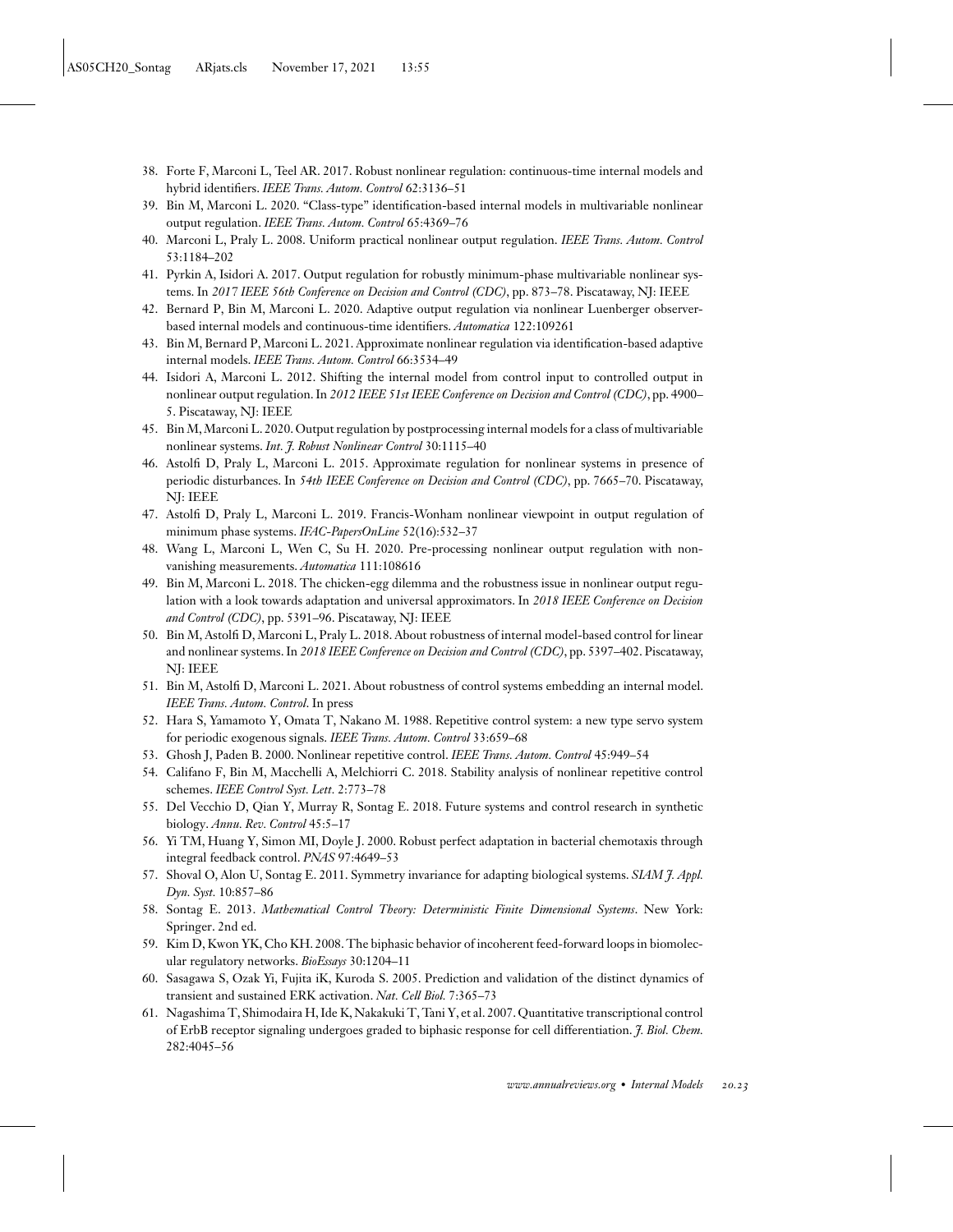38. Forte F, Marconi L, Teel AR. 2017. Robust nonlinear regulation: continuous-time internal models and hybrid identifiers. *IEEE Trans. Autom. Control* 62:3136–51
39. Bin M, Marconi L. 2020. "Class-type" identification-based internal models in multivariable nonlinear output regulation. *IEEE Trans. Autom. Control* 65:4369–76
40. Marconi L, Praly L. 2008. Uniform practical nonlinear output regulation. *IEEE Trans. Autom. Control* 53:1184–202
41. Pyrkin A, Isidori A. 2017. Output regulation for robustly minimum-phase multivariable nonlinear systems. In *2017 IEEE 56th Conference on Decision and Control (CDC)*, pp. 873–78. Piscataway, NJ: IEEE
42. Bernard P, Bin M, Marconi L. 2020. Adaptive output regulation via nonlinear Luenberger observer-based internal models and continuous-time identifiers. *Automatica* 122:109261
43. Bin M, Bernard P, Marconi L. 2021. Approximate nonlinear regulation via identification-based adaptive internal models. *IEEE Trans. Autom. Control* 66:3534–49
44. Isidori A, Marconi L. 2012. Shifting the internal model from control input to controlled output in nonlinear output regulation. In *2012 IEEE 51st IEEE Conference on Decision and Control (CDC)*, pp. 4900–5. Piscataway, NJ: IEEE
45. Bin M, Marconi L. 2020. Output regulation by postprocessing internal models for a class of multivariable nonlinear systems. *Int. J. Robust Nonlinear Control* 30:1115–40
46. Astolfi D, Praly L, Marconi L. 2015. Approximate regulation for nonlinear systems in presence of periodic disturbances. In *54th IEEE Conference on Decision and Control (CDC)*, pp. 7665–70. Piscataway, NJ: IEEE
47. Astolfi D, Praly L, Marconi L. 2019. Francis-Wonham nonlinear viewpoint in output regulation of minimum phase systems. *IFAC-PapersOnLine* 52(16):532–37
48. Wang L, Marconi L, Wen C, Su H. 2020. Pre-processing nonlinear output regulation with non-vanishing measurements. *Automatica* 111:108616
49. Bin M, Marconi L. 2018. The chicken-egg dilemma and the robustness issue in nonlinear output regulation with a look towards adaptation and universal approximators. In *2018 IEEE Conference on Decision and Control (CDC)*, pp. 5391–96. Piscataway, NJ: IEEE
50. Bin M, Astolfi D, Marconi L, Praly L. 2018. About robustness of internal model-based control for linear and nonlinear systems. In *2018 IEEE Conference on Decision and Control (CDC)*, pp. 5397–402. Piscataway, NJ: IEEE
51. Bin M, Astolfi D, Marconi L. 2021. About robustness of control systems embedding an internal model. *IEEE Trans. Autom. Control*. In press
52. Hara S, Yamamoto Y, Omata T, Nakano M. 1988. Repetitive control system: a new type servo system for periodic exogenous signals. *IEEE Trans. Autom. Control* 33:659–68
53. Ghosh J, Paden B. 2000. Nonlinear repetitive control. *IEEE Trans. Autom. Control* 45:949–54
54. Califano F, Bin M, Macchelli A, Melchiorri C. 2018. Stability analysis of nonlinear repetitive control schemes. *IEEE Control Syst. Lett.* 2:773–78
55. Del Vecchio D, Qian Y, Murray R, Sontag E. 2018. Future systems and control research in synthetic biology. *Annu. Rev. Control* 45:5–17
56. Yi TM, Huang Y, Simon MI, Doyle J. 2000. Robust perfect adaptation in bacterial chemotaxis through integral feedback control. *PNAS* 97:4649–53
57. Shoval O, Alon U, Sontag E. 2011. Symmetry invariance for adapting biological systems. *SIAM J. Appl. Dyn. Syst.* 10:857–86
58. Sontag E. 2013. *Mathematical Control Theory: Deterministic Finite Dimensional Systems*. New York: Springer. 2nd ed.
59. Kim D, Kwon YK, Cho KH. 2008. The biphasic behavior of incoherent feed-forward loops in biomolecular regulatory networks. *BioEssays* 30:1204–11
60. Sasagawa S, Ozak Yi, Fujita iK, Kuroda S. 2005. Prediction and validation of the distinct dynamics of transient and sustained ERK activation. *Nat. Cell Biol.* 7:365–73
61. Nagashima T, Shimodaira H, Ide K, Nakakuki T, Tani Y, et al. 2007. Quantitative transcriptional control of ErbB receptor signaling undergoes graded to biphasic response for cell differentiation. *J. Biol. Chem.* 282:4045–56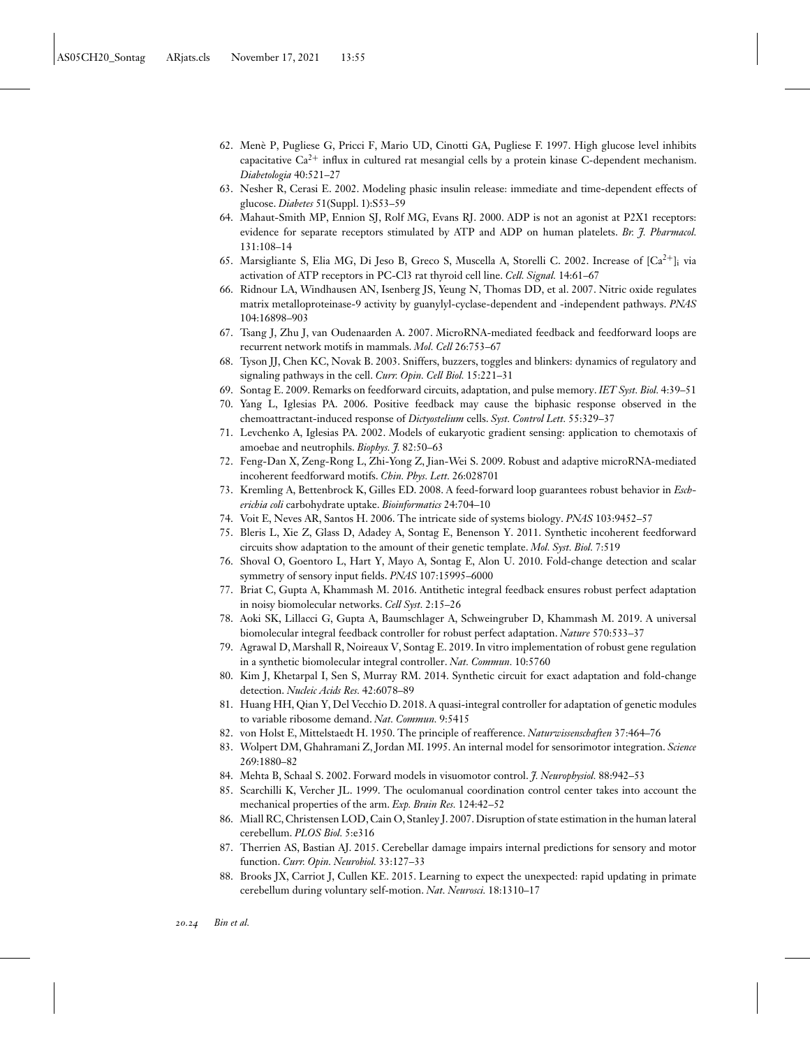62. Menè P, Pugliese G, Pricci F, Mario UD, Cinotti GA, Pugliese F. 1997. High glucose level inhibits capacitative $Ca^{2+}$ influx in cultured rat mesangial cells by a protein kinase C-dependent mechanism. *Diabetologia* 40:521–27
63. Nesher R, Cerasi E. 2002. Modeling phasic insulin release: immediate and time-dependent effects of glucose. *Diabetes* 51(Suppl. 1):S53–59
64. Mahaut-Smith MP, Ennion SJ, Rolf MG, Evans RJ. 2000. ADP is not an agonist at P2X1 receptors: evidence for separate receptors stimulated by ATP and ADP on human platelets. *Br. J. Pharmacol.* 131:108–14
65. Marsigliante S, Elia MG, Di Jeso B, Greco S, Muscella A, Storelli C. 2002. Increase of $[Ca^{2+}]_i$ via activation of ATP receptors in PC-Cl3 rat thyroid cell line. *Cell. Signal.* 14:61–67
66. Ridnour LA, Windhausen AN, Isenberg JS, Yeung N, Thomas DD, et al. 2007. Nitric oxide regulates matrix metalloproteinase-9 activity by guanylyl-cyclase-dependent and -independent pathways. *PNAS* 104:16898–903
67. Tsang J, Zhu J, van Oudenaarden A. 2007. MicroRNA-mediated feedback and feedforward loops are recurrent network motifs in mammals. *Mol. Cell* 26:753–67
68. Tyson JJ, Chen KC, Novak B. 2003. Sniffers, buzzers, toggles and blinkers: dynamics of regulatory and signaling pathways in the cell. *Curr. Opin. Cell Biol.* 15:221–31
69. Sontag E. 2009. Remarks on feedforward circuits, adaptation, and pulse memory. *IET Syst. Biol.* 4:39–51
70. Yang L, Iglesias PA. 2006. Positive feedback may cause the biphasic response observed in the chemoattractant-induced response of *Dictyostelium* cells. *Syst. Control Lett.* 55:329–37
71. Levchenko A, Iglesias PA. 2002. Models of eukaryotic gradient sensing: application to chemotaxis of amoebae and neutrophils. *Biophys. J.* 82:50–63
72. Feng-Dan X, Zeng-Rong L, Zhi-Yong Z, Jian-Wei S. 2009. Robust and adaptive microRNA-mediated incoherent feedforward motifs. *Chin. Phys. Lett.* 26:028701
73. Kremling A, Bettenbrock K, Gilles ED. 2008. A feed-forward loop guarantees robust behavior in *Escherichia coli* carbohydrate uptake. *Bioinformatics* 24:704–10
74. Voit E, Neves AR, Santos H. 2006. The intricate side of systems biology. *PNAS* 103:9452–57
75. Bleris L, Xie Z, Glass D, Adadey A, Sontag E, Benenson Y. 2011. Synthetic incoherent feedforward circuits show adaptation to the amount of their genetic template. *Mol. Syst. Biol.* 7:519
76. Shoval O, Goentoro L, Hart Y, Mayo A, Sontag E, Alon U. 2010. Fold-change detection and scalar symmetry of sensory input fields. *PNAS* 107:15995–6000
77. Briat C, Gupta A, Khammash M. 2016. Antithetic integral feedback ensures robust perfect adaptation in noisy biomolecular networks. *Cell Syst.* 2:15–26
78. Aoki SK, Lillacci G, Gupta A, Baumschlager A, Schweingruber D, Khammash M. 2019. A universal biomolecular integral feedback controller for robust perfect adaptation. *Nature* 570:533–37
79. Agrawal D, Marshall R, Noireaux V, Sontag E. 2019. In vitro implementation of robust gene regulation in a synthetic biomolecular integral controller. *Nat. Commun.* 10:5760
80. Kim J, Khetarpal I, Sen S, Murray RM. 2014. Synthetic circuit for exact adaptation and fold-change detection. *Nucleic Acids Res.* 42:6078–89
81. Huang HH, Qian Y, Del Vecchio D. 2018. A quasi-integral controller for adaptation of genetic modules to variable ribosome demand. *Nat. Commun.* 9:5415
82. von Holst E, Mittelstaedt H. 1950. The principle of reafference. *Naturwissenschaften* 37:464–76
83. Wolpert DM, Ghahramani Z, Jordan MI. 1995. An internal model for sensorimotor integration. *Science* 269:1880–82
84. Mehta B, Schaal S. 2002. Forward models in visuomotor control. *J. Neurophysiol.* 88:942–53
85. Scarchilli K, Vercher JL. 1999. The oculomanual coordination control center takes into account the mechanical properties of the arm. *Exp. Brain Res.* 124:42–52
86. Miall RC, Christensen LOD, Cain O, Stanley J. 2007. Disruption of state estimation in the human lateral cerebellum. *PLOS Biol.* 5:e316
87. Therrien AS, Bastian AJ. 2015. Cerebellar damage impairs internal predictions for sensory and motor function. *Curr. Opin. Neurobiol.* 33:127–33
88. Brooks JX, Carriot J, Cullen KE. 2015. Learning to expect the unexpected: rapid updating in primate cerebellum during voluntary self-motion. *Nat. Neurosci.* 18:1310–17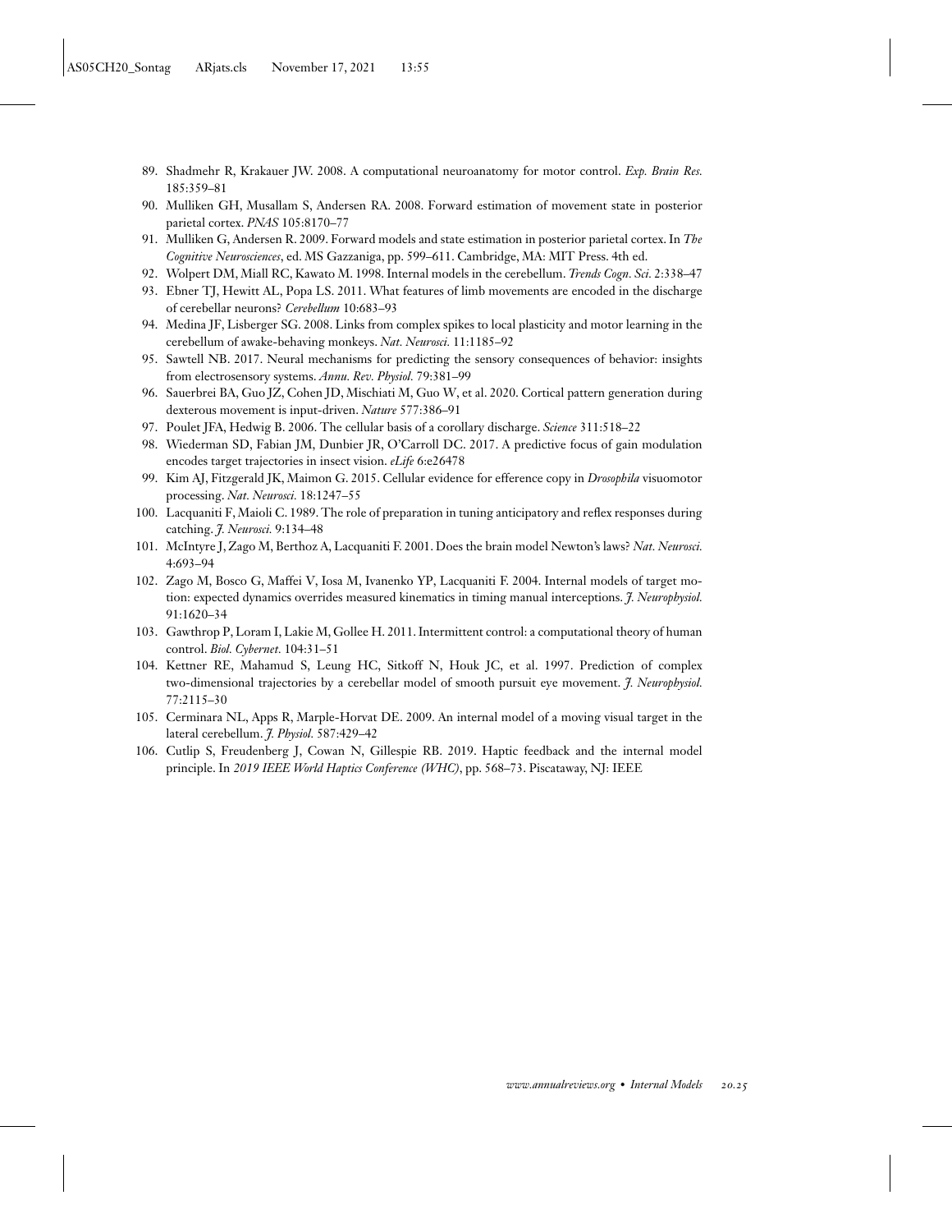89. Shadmehr R, Krakauer JW. 2008. A computational neuroanatomy for motor control. *Exp. Brain Res.* 185:359–81
90. Mulliken GH, Musallam S, Andersen RA. 2008. Forward estimation of movement state in posterior parietal cortex. *PNAS* 105:8170–77
91. Mulliken G, Andersen R. 2009. Forward models and state estimation in posterior parietal cortex. In *The Cognitive Neurosciences*, ed. MS Gazzaniga, pp. 599–611. Cambridge, MA: MIT Press. 4th ed.
92. Wolpert DM, Miall RC, Kawato M. 1998. Internal models in the cerebellum. *Trends Cogn. Sci.* 2:338–47
93. Ebner TJ, Hewitt AL, Popa LS. 2011. What features of limb movements are encoded in the discharge of cerebellar neurons? *Cerebellum* 10:683–93
94. Medina JF, Lisberger SG. 2008. Links from complex spikes to local plasticity and motor learning in the cerebellum of awake-behaving monkeys. *Nat. Neurosci.* 11:1185–92
95. Sawtell NB. 2017. Neural mechanisms for predicting the sensory consequences of behavior: insights from electrosensory systems. *Annu. Rev. Physiol.* 79:381–99
96. Sauerbrei BA, Guo JZ, Cohen JD, Mischiati M, Guo W, et al. 2020. Cortical pattern generation during dexterous movement is input-driven. *Nature* 577:386–91
97. Poulet JFA, Hedwig B. 2006. The cellular basis of a corollary discharge. *Science* 311:518–22
98. Wiederman SD, Fabian JM, Dunbier JR, O'Carroll DC. 2017. A predictive focus of gain modulation encodes target trajectories in insect vision. *eLife* 6:e26478
99. Kim AJ, Fitzgerald JK, Maimon G. 2015. Cellular evidence for efference copy in *Drosophila* visuomotor processing. *Nat. Neurosci.* 18:1247–55
100. Lacquaniti F, Maioli C. 1989. The role of preparation in tuning anticipatory and reflex responses during catching. *J. Neurosci.* 9:134–48
101. McIntyre J, Zago M, Berthoz A, Lacquaniti F. 2001. Does the brain model Newton's laws? *Nat. Neurosci.* 4:693–94
102. Zago M, Bosco G, Maffei V, Iosa M, Ivanenko YP, Lacquaniti F. 2004. Internal models of target motion: expected dynamics overrides measured kinematics in timing manual interceptions. *J. Neurophysiol.* 91:1620–34
103. Gawthrop P, Loram I, Lakie M, Gollee H. 2011. Intermittent control: a computational theory of human control. *Biol. Cybernet.* 104:31–51
104. Kettner RE, Mahamud S, Leung HC, Sitkoff N, Houk JC, et al. 1997. Prediction of complex two-dimensional trajectories by a cerebellar model of smooth pursuit eye movement. *J. Neurophysiol.* 77:2115–30
105. Cerminara NL, Apps R, Marple-Horvat DE. 2009. An internal model of a moving visual target in the lateral cerebellum. *J. Physiol.* 587:429–42
106. Cutlip S, Freudenberg J, Cowan N, Gillespie RB. 2019. Haptic feedback and the internal model principle. In *2019 IEEE World Haptics Conference (WHC)*, pp. 568–73. Piscataway, NJ: IEEE